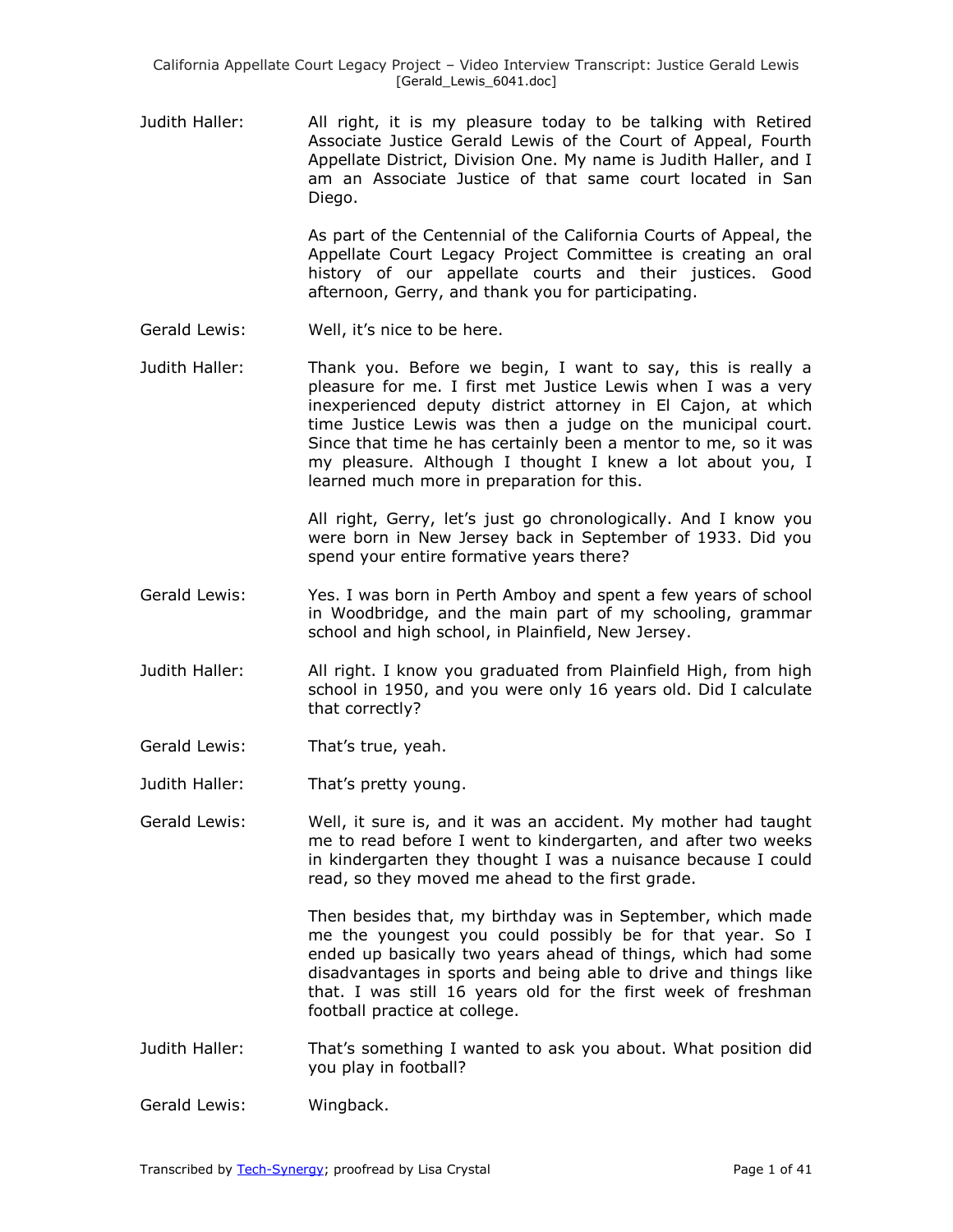Judith Haller: All right, it is my pleasure today to be talking with Retired Associate Justice Gerald Lewis of the Court of Appeal, Fourth Appellate District, Division One. My name is Judith Haller, and I am an Associate Justice of that same court located in San Diego.

As part of the Centennial of the California Courts of Appeal, the Appellate Court Legacy Project Committee is creating an oral history of our appellate courts and their justices. Good afternoon, Gerry, and thank you for participating.

Gerald Lewis: Well, it's nice to be here.

Judith Haller: Thank you. Before we begin, I want to say, this is really a pleasure for me. I first met Justice Lewis when I was a very inexperienced deputy district attorney in El Cajon, at which time Justice Lewis was then a judge on the municipal court. Since that time he has certainly been a mentor to me, so it was my pleasure. Although I thought I knew a lot about you, I learned much more in preparation for this.

All right, Gerry, let's just go chronologically. And I know you were born in New Jersey back in September of 1933. Did you spend your entire formative years there?

Gerald Lewis: Yes. I was born in Perth Amboy and spent a few years of school in Woodbridge, and the main part of my schooling, grammar school and high school, in Plainfield, New Jersey.

Judith Haller: All right. I know you graduated from Plainfield High, from high school in 1950, and you were only 16 years old. Did I calculate that correctly?

Gerald Lewis: That's true, yeah.

Judith Haller: That's pretty young.

Gerald Lewis: Well, it sure is, and it was an accident. My mother had taught me to read before I went to kindergarten, and after two weeks in kindergarten they thought I was a nuisance because I could read, so they moved me ahead to the first grade.

Then besides that, my birthday was in September, which made me the youngest you could possibly be for that year. So I ended up basically two years ahead of things, which had some disadvantages in sports and being able to drive and things like that. I was still 16 years old for the first week of freshman football practice at college.

Judith Haller: That's something I wanted to ask you about. What position did you play in football?

Gerald Lewis: Wingback.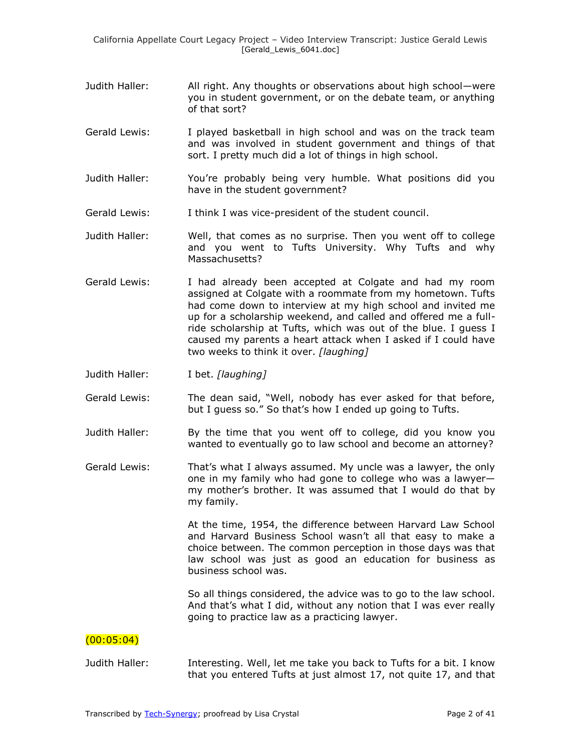Judith Haller: All right. Any thoughts or observations about high school—were you in student government, or on the debate team, or anything of that sort?

Gerald Lewis: I played basketball in high school and was on the track team and was involved in student government and things of that sort. I pretty much did a lot of things in high school.

Judith Haller: You're probably being very humble. What positions did you have in the student government?

Gerald Lewis: I think I was vice-president of the student council.

Judith Haller: Well, that comes as no surprise. Then you went off to college and you went to Tufts University. Why Tufts and why Massachusetts?

Gerald Lewis: I had already been accepted at Colgate and had my room assigned at Colgate with a roommate from my hometown. Tufts had come down to interview at my high school and invited me up for a scholarship weekend, and called and offered me a full-ride scholarship at Tufts, which was out of the blue. I guess I caused my parents a heart attack when I asked if I could have two weeks to think it over. *[laughing]*

Judith Haller: I bet. *[laughing]*

Gerald Lewis: The dean said, "Well, nobody has ever asked for that before, but I guess so." So that's how I ended up going to Tufts.

Judith Haller: By the time that you went off to college, did you know you wanted to eventually go to law school and become an attorney?

Gerald Lewis: That's what I always assumed. My uncle was a lawyer, the only one in my family who had gone to college who was a lawyer—my mother's brother. It was assumed that I would do that by my family.

At the time, 1954, the difference between Harvard Law School and Harvard Business School wasn't all that easy to make a choice between. The common perception in those days was that law school was just as good an education for business as business school was.

So all things considered, the advice was to go to the law school. And that's what I did, without any notion that I was ever really going to practice law as a practicing lawyer.

(00:05:04)

Judith Haller: Interesting. Well, let me take you back to Tufts for a bit. I know that you entered Tufts at just almost 17, not quite 17, and that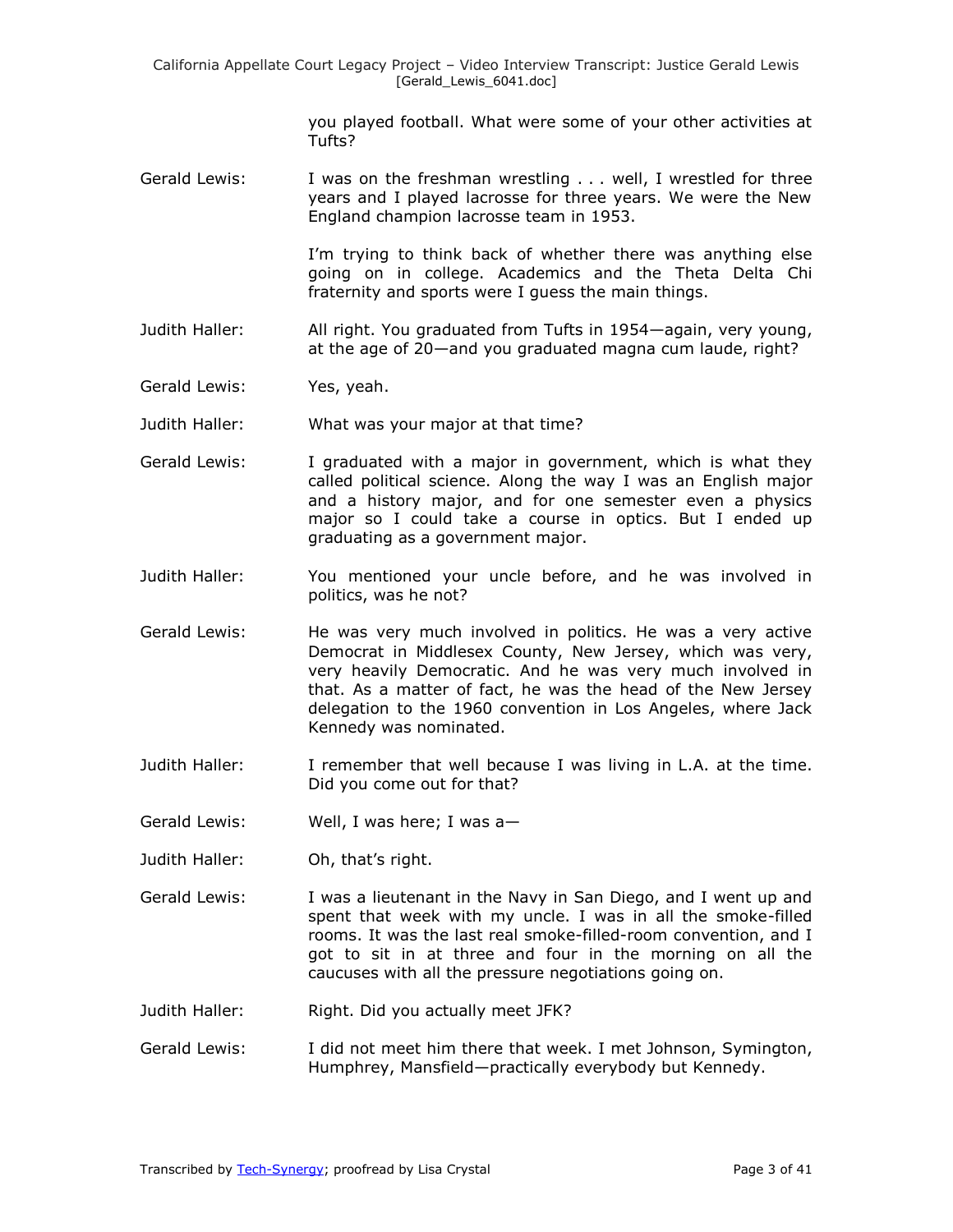you played football. What were some of your other activities at Tufts?

Gerald Lewis: I was on the freshman wrestling . . . well, I wrestled for three years and I played lacrosse for three years. We were the New England champion lacrosse team in 1953.

I'm trying to think back of whether there was anything else going on in college. Academics and the Theta Delta Chi fraternity and sports were I guess the main things.

Judith Haller: All right. You graduated from Tufts in 1954—again, very young, at the age of 20—and you graduated magna cum laude, right?

Gerald Lewis: Yes, yeah.

Judith Haller: What was your major at that time?

Gerald Lewis: I graduated with a major in government, which is what they called political science. Along the way I was an English major and a history major, and for one semester even a physics major so I could take a course in optics. But I ended up graduating as a government major.

Judith Haller: You mentioned your uncle before, and he was involved in politics, was he not?

Gerald Lewis: He was very much involved in politics. He was a very active Democrat in Middlesex County, New Jersey, which was very, very heavily Democratic. And he was very much involved in that. As a matter of fact, he was the head of the New Jersey delegation to the 1960 convention in Los Angeles, where Jack Kennedy was nominated.

Judith Haller: I remember that well because I was living in L.A. at the time. Did you come out for that?

Gerald Lewis: Well, I was here; I was a—

Judith Haller: Oh, that's right.

Gerald Lewis: I was a lieutenant in the Navy in San Diego, and I went up and spent that week with my uncle. I was in all the smoke-filled rooms. It was the last real smoke-filled-room convention, and I got to sit in at three and four in the morning on all the caucuses with all the pressure negotiations going on.

Judith Haller: Right. Did you actually meet JFK?

Gerald Lewis: I did not meet him there that week. I met Johnson, Symington, Humphrey, Mansfield—practically everybody but Kennedy.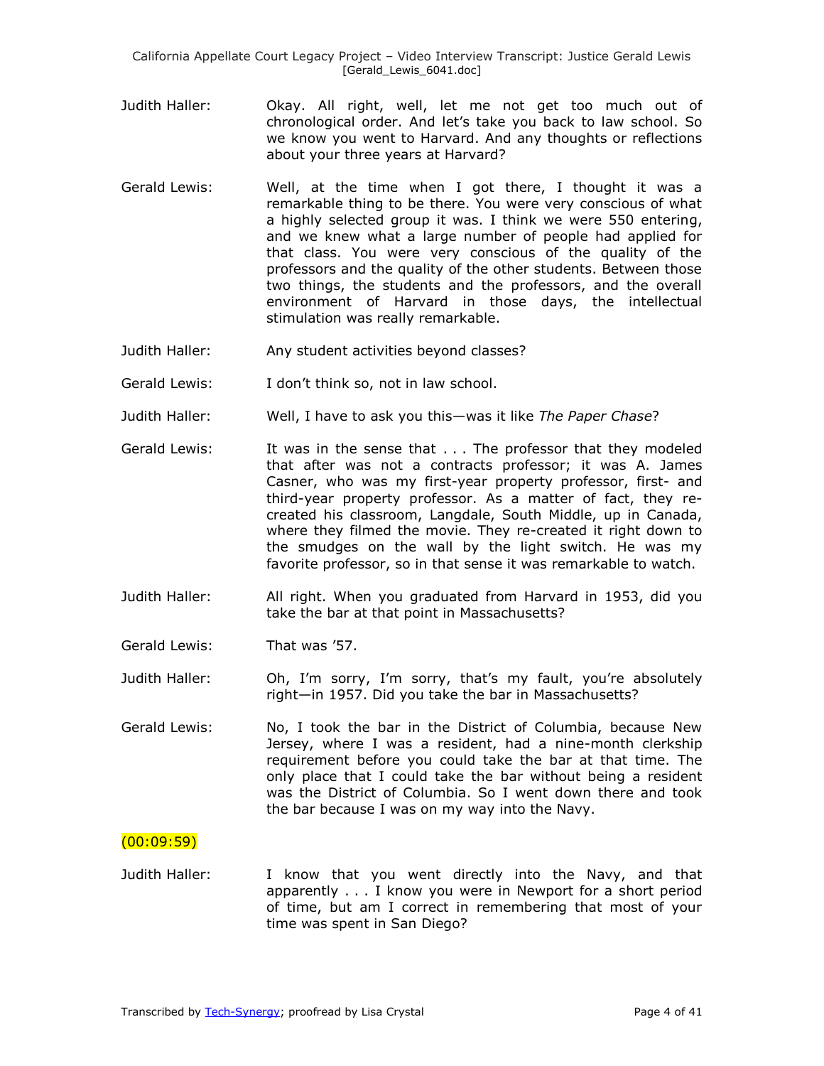Judith Haller: Okay. All right, well, let me not get too much out of chronological order. And let's take you back to law school. So we know you went to Harvard. And any thoughts or reflections about your three years at Harvard?

Gerald Lewis: Well, at the time when I got there, I thought it was a remarkable thing to be there. You were very conscious of what a highly selected group it was. I think we were 550 entering, and we knew what a large number of people had applied for that class. You were very conscious of the quality of the professors and the quality of the other students. Between those two things, the students and the professors, and the overall environment of Harvard in those days, the intellectual stimulation was really remarkable.

Judith Haller: Any student activities beyond classes?

Gerald Lewis: I don't think so, not in law school.

Judith Haller: Well, I have to ask you this—was it like *The Paper Chase*?

Gerald Lewis: It was in the sense that . . . The professor that they modeled that after was not a contracts professor; it was A. James Casner, who was my first-year property professor, first- and third-year property professor. As a matter of fact, they re-created his classroom, Langdale, South Middle, up in Canada, where they filmed the movie. They re-created it right down to the smudges on the wall by the light switch. He was my favorite professor, so in that sense it was remarkable to watch.

Judith Haller: All right. When you graduated from Harvard in 1953, did you take the bar at that point in Massachusetts?

Gerald Lewis: That was '57.

Judith Haller: Oh, I'm sorry, I'm sorry, that's my fault, you're absolutely right—in 1957. Did you take the bar in Massachusetts?

Gerald Lewis: No, I took the bar in the District of Columbia, because New Jersey, where I was a resident, had a nine-month clerkship requirement before you could take the bar at that time. The only place that I could take the bar without being a resident was the District of Columbia. So I went down there and took the bar because I was on my way into the Navy.

(00:09:59)

Judith Haller: I know that you went directly into the Navy, and that apparently . . . I know you were in Newport for a short period of time, but am I correct in remembering that most of your time was spent in San Diego?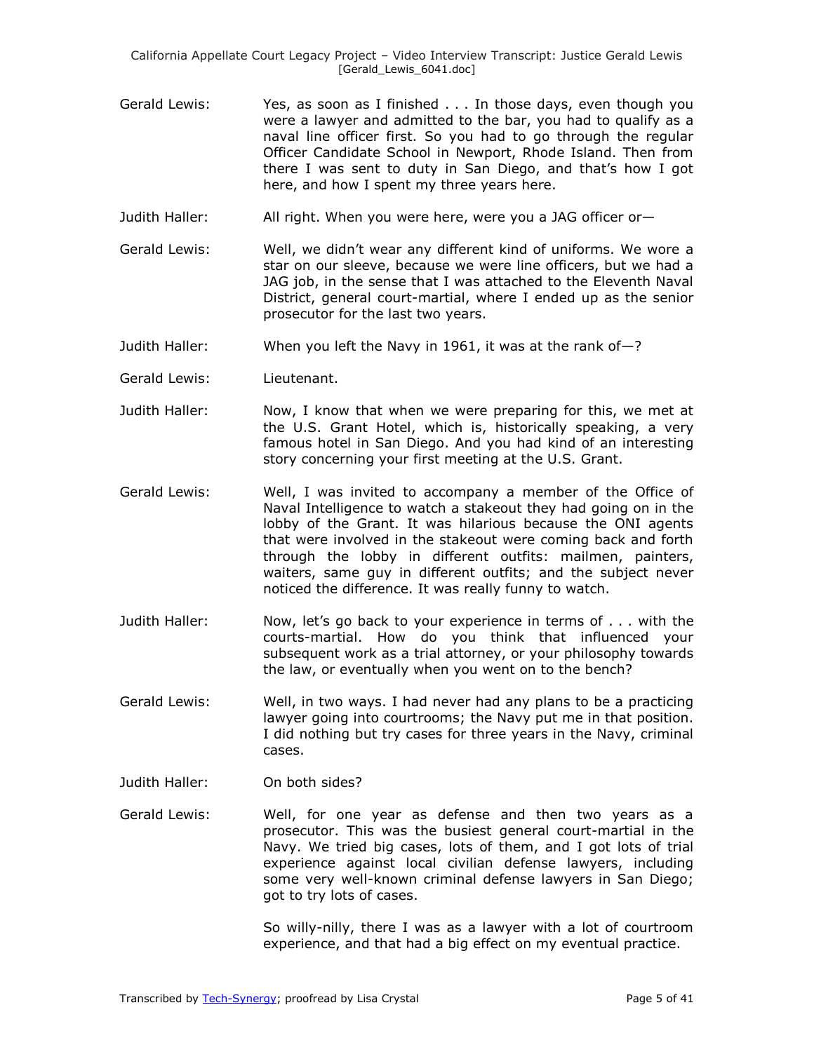Gerald Lewis: Yes, as soon as I finished . . . In those days, even though you were a lawyer and admitted to the bar, you had to qualify as a naval line officer first. So you had to go through the regular Officer Candidate School in Newport, Rhode Island. Then from there I was sent to duty in San Diego, and that's how I got here, and how I spent my three years here.

Judith Haller: All right. When you were here, were you a JAG officer or—

Gerald Lewis: Well, we didn't wear any different kind of uniforms. We wore a star on our sleeve, because we were line officers, but we had a JAG job, in the sense that I was attached to the Eleventh Naval District, general court-martial, where I ended up as the senior prosecutor for the last two years.

Judith Haller: When you left the Navy in 1961, it was at the rank of—?

Gerald Lewis: Lieutenant.

Judith Haller: Now, I know that when we were preparing for this, we met at the U.S. Grant Hotel, which is, historically speaking, a very famous hotel in San Diego. And you had kind of an interesting story concerning your first meeting at the U.S. Grant.

Gerald Lewis: Well, I was invited to accompany a member of the Office of Naval Intelligence to watch a stakeout they had going on in the lobby of the Grant. It was hilarious because the ONI agents that were involved in the stakeout were coming back and forth through the lobby in different outfits: mailmen, painters, waiters, same guy in different outfits; and the subject never noticed the difference. It was really funny to watch.

Judith Haller: Now, let's go back to your experience in terms of . . . with the courts-martial. How do you think that influenced your subsequent work as a trial attorney, or your philosophy towards the law, or eventually when you went on to the bench?

Gerald Lewis: Well, in two ways. I had never had any plans to be a practicing lawyer going into courtrooms; the Navy put me in that position. I did nothing but try cases for three years in the Navy, criminal cases.

Judith Haller: On both sides?

Gerald Lewis: Well, for one year as defense and then two years as a prosecutor. This was the busiest general court-martial in the Navy. We tried big cases, lots of them, and I got lots of trial experience against local civilian defense lawyers, including some very well-known criminal defense lawyers in San Diego; got to try lots of cases.

So willy-nilly, there I was as a lawyer with a lot of courtroom experience, and that had a big effect on my eventual practice.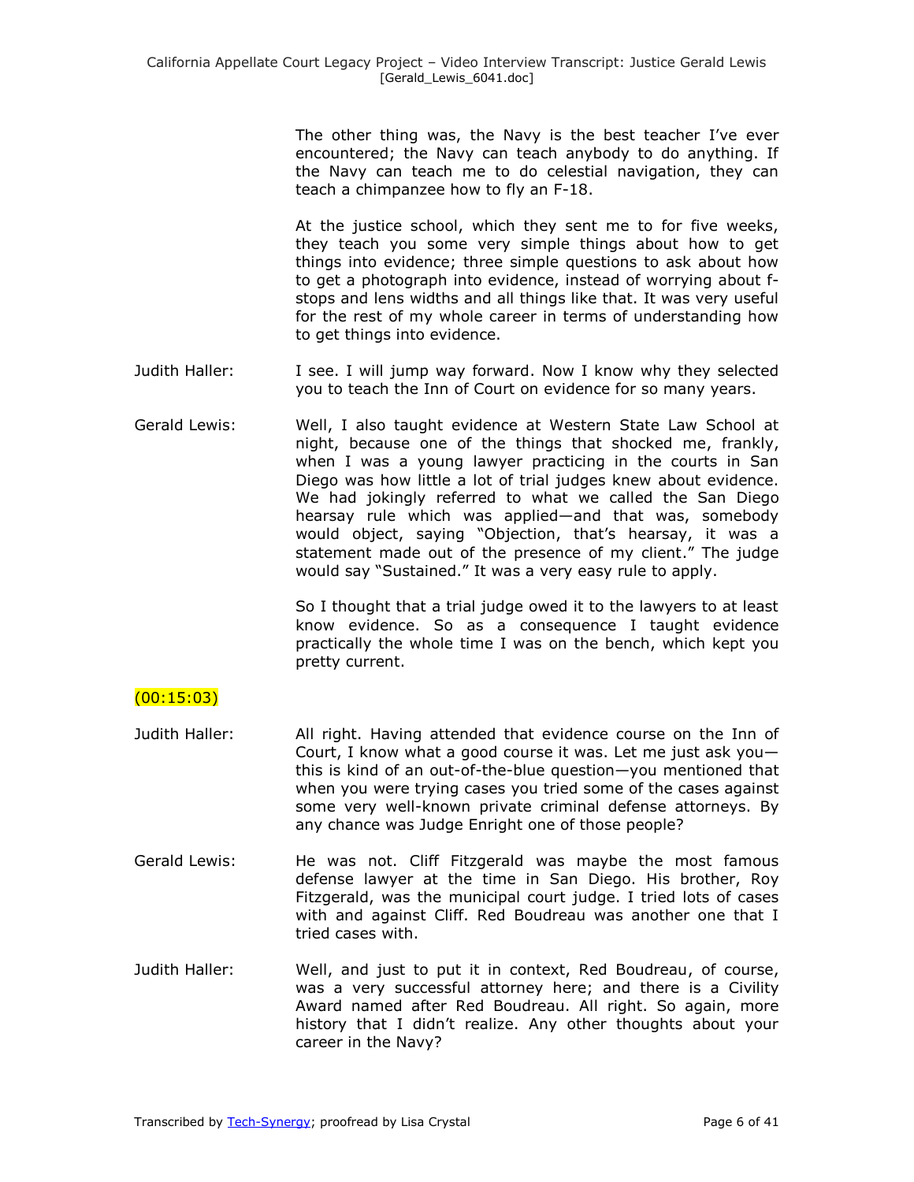The other thing was, the Navy is the best teacher I've ever encountered; the Navy can teach anybody to do anything. If the Navy can teach me to do celestial navigation, they can teach a chimpanzee how to fly an F-18.

At the justice school, which they sent me to for five weeks, they teach you some very simple things about how to get things into evidence; three simple questions to ask about how to get a photograph into evidence, instead of worrying about f-stops and lens widths and all things like that. It was very useful for the rest of my whole career in terms of understanding how to get things into evidence.

Judith Haller: I see. I will jump way forward. Now I know why they selected you to teach the Inn of Court on evidence for so many years.

Gerald Lewis: Well, I also taught evidence at Western State Law School at night, because one of the things that shocked me, frankly, when I was a young lawyer practicing in the courts in San Diego was how little a lot of trial judges knew about evidence. We had jokingly referred to what we called the San Diego hearsay rule which was applied—and that was, somebody would object, saying "Objection, that's hearsay, it was a statement made out of the presence of my client." The judge would say "Sustained." It was a very easy rule to apply.

So I thought that a trial judge owed it to the lawyers to at least know evidence. So as a consequence I taught evidence practically the whole time I was on the bench, which kept you pretty current.

(00:15:03)

Judith Haller: All right. Having attended that evidence course on the Inn of Court, I know what a good course it was. Let me just ask you—this is kind of an out-of-the-blue question—you mentioned that when you were trying cases you tried some of the cases against some very well-known private criminal defense attorneys. By any chance was Judge Enright one of those people?

Gerald Lewis: He was not. Cliff Fitzgerald was maybe the most famous defense lawyer at the time in San Diego. His brother, Roy Fitzgerald, was the municipal court judge. I tried lots of cases with and against Cliff. Red Boudreau was another one that I tried cases with.

Judith Haller: Well, and just to put it in context, Red Boudreau, of course, was a very successful attorney here; and there is a Civility Award named after Red Boudreau. All right. So again, more history that I didn't realize. Any other thoughts about your career in the Navy?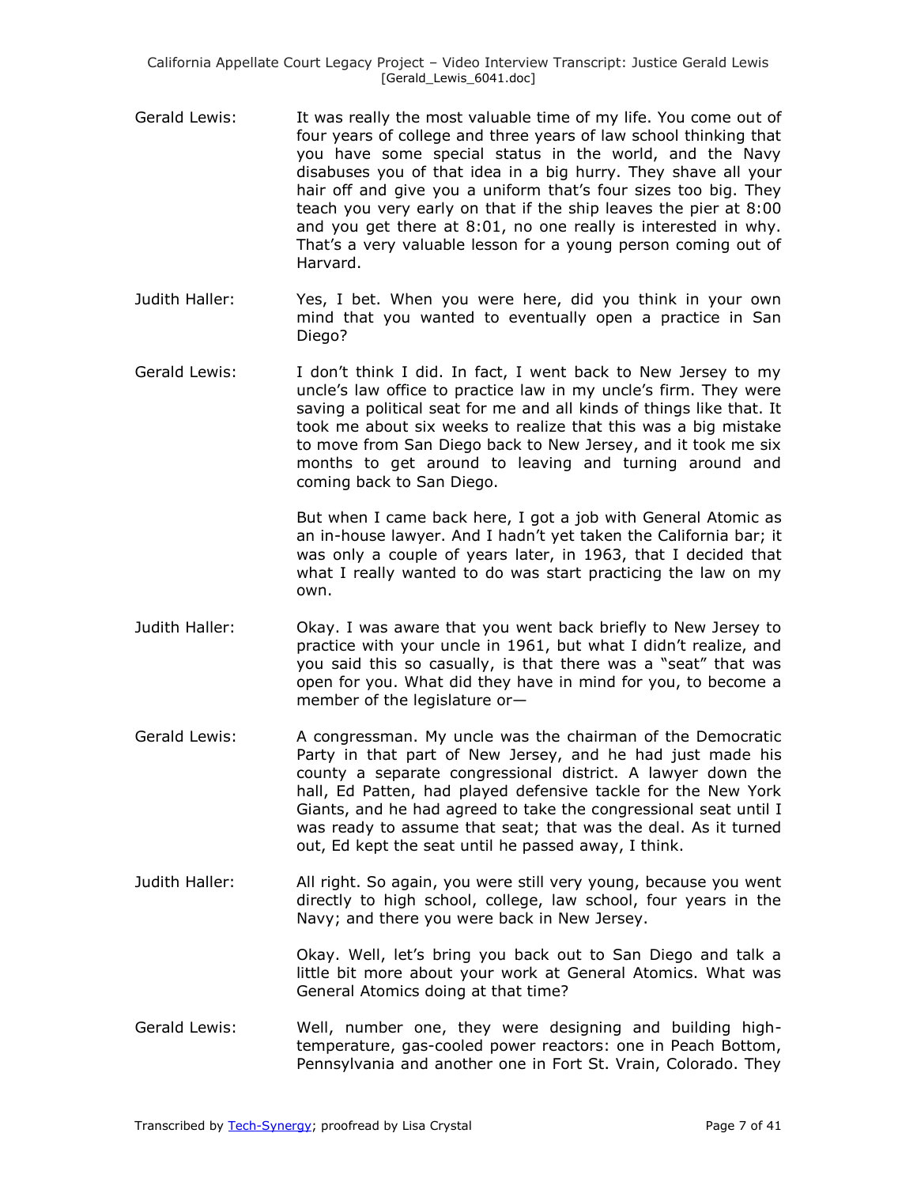Gerald Lewis: It was really the most valuable time of my life. You come out of four years of college and three years of law school thinking that you have some special status in the world, and the Navy disabuses you of that idea in a big hurry. They shave all your hair off and give you a uniform that's four sizes too big. They teach you very early on that if the ship leaves the pier at 8:00 and you get there at 8:01, no one really is interested in why. That's a very valuable lesson for a young person coming out of Harvard.

Judith Haller: Yes, I bet. When you were here, did you think in your own mind that you wanted to eventually open a practice in San Diego?

Gerald Lewis: I don't think I did. In fact, I went back to New Jersey to my uncle's law office to practice law in my uncle's firm. They were saving a political seat for me and all kinds of things like that. It took me about six weeks to realize that this was a big mistake to move from San Diego back to New Jersey, and it took me six months to get around to leaving and turning around and coming back to San Diego.

But when I came back here, I got a job with General Atomic as an in-house lawyer. And I hadn't yet taken the California bar; it was only a couple of years later, in 1963, that I decided that what I really wanted to do was start practicing the law on my own.

Judith Haller: Okay. I was aware that you went back briefly to New Jersey to practice with your uncle in 1961, but what I didn't realize, and you said this so casually, is that there was a "seat" that was open for you. What did they have in mind for you, to become a member of the legislature or—

Gerald Lewis: A congressman. My uncle was the chairman of the Democratic Party in that part of New Jersey, and he had just made his county a separate congressional district. A lawyer down the hall, Ed Patten, had played defensive tackle for the New York Giants, and he had agreed to take the congressional seat until I was ready to assume that seat; that was the deal. As it turned out, Ed kept the seat until he passed away, I think.

Judith Haller: All right. So again, you were still very young, because you went directly to high school, college, law school, four years in the Navy; and there you were back in New Jersey.

Okay. Well, let's bring you back out to San Diego and talk a little bit more about your work at General Atomics. What was General Atomics doing at that time?

Gerald Lewis: Well, number one, they were designing and building high-temperature, gas-cooled power reactors: one in Peach Bottom, Pennsylvania and another one in Fort St. Vrain, Colorado. They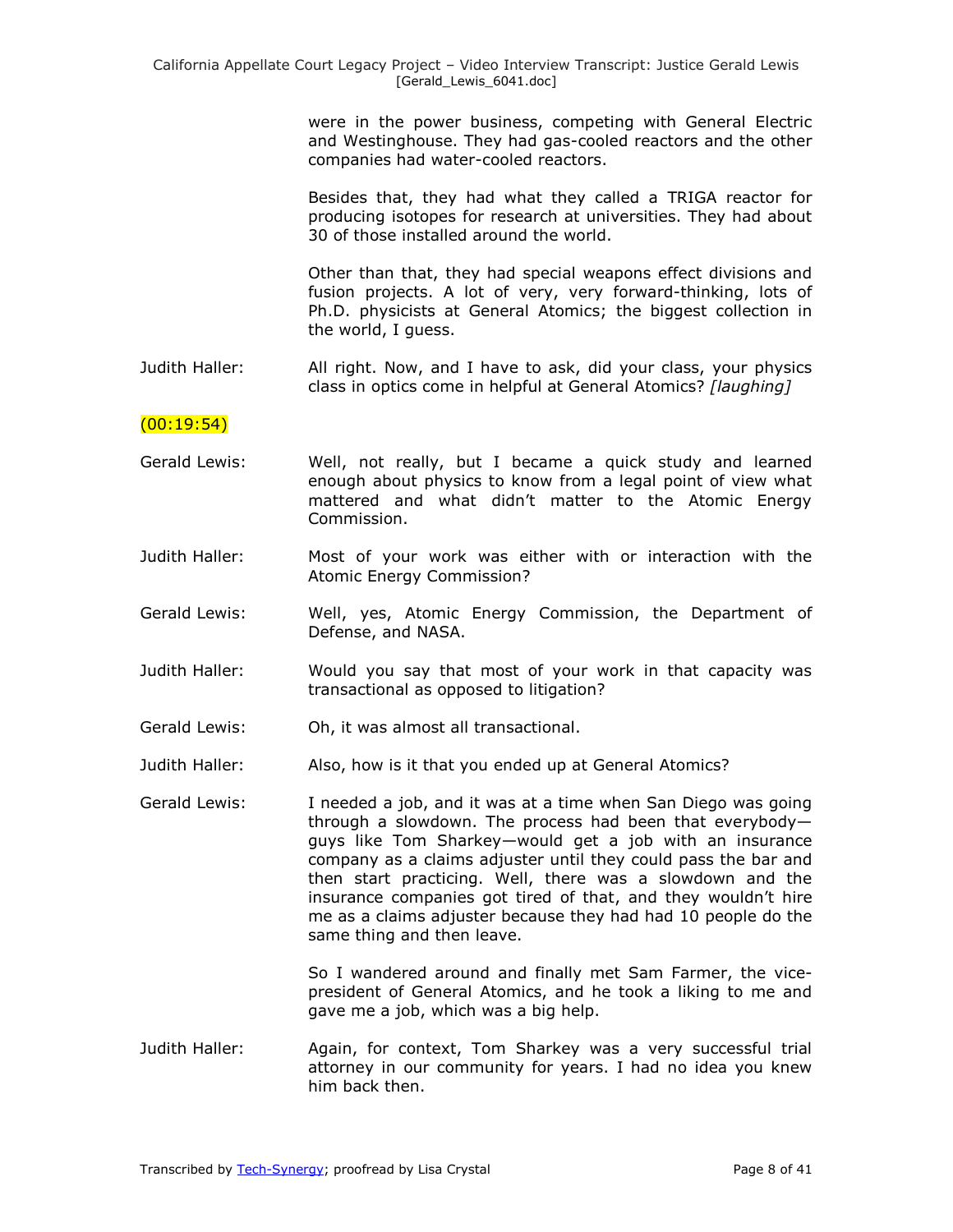were in the power business, competing with General Electric and Westinghouse. They had gas-cooled reactors and the other companies had water-cooled reactors.

Besides that, they had what they called a TRIGA reactor for producing isotopes for research at universities. They had about 30 of those installed around the world.

Other than that, they had special weapons effect divisions and fusion projects. A lot of very, very forward-thinking, lots of Ph.D. physicists at General Atomics; the biggest collection in the world, I guess.

Judith Haller: All right. Now, and I have to ask, did your class, your physics class in optics come in helpful at General Atomics? *[laughing]*

(00:19:54)

Gerald Lewis: Well, not really, but I became a quick study and learned enough about physics to know from a legal point of view what mattered and what didn't matter to the Atomic Energy Commission.

Judith Haller: Most of your work was either with or interaction with the Atomic Energy Commission?

Gerald Lewis: Well, yes, Atomic Energy Commission, the Department of Defense, and NASA.

Judith Haller: Would you say that most of your work in that capacity was transactional as opposed to litigation?

Gerald Lewis: Oh, it was almost all transactional.

Judith Haller: Also, how is it that you ended up at General Atomics?

Gerald Lewis: I needed a job, and it was at a time when San Diego was going through a slowdown. The process had been that everybody—guys like Tom Sharkey—would get a job with an insurance company as a claims adjuster until they could pass the bar and then start practicing. Well, there was a slowdown and the insurance companies got tired of that, and they wouldn't hire me as a claims adjuster because they had had 10 people do the same thing and then leave.

So I wandered around and finally met Sam Farmer, the vice-president of General Atomics, and he took a liking to me and gave me a job, which was a big help.

Judith Haller: Again, for context, Tom Sharkey was a very successful trial attorney in our community for years. I had no idea you knew him back then.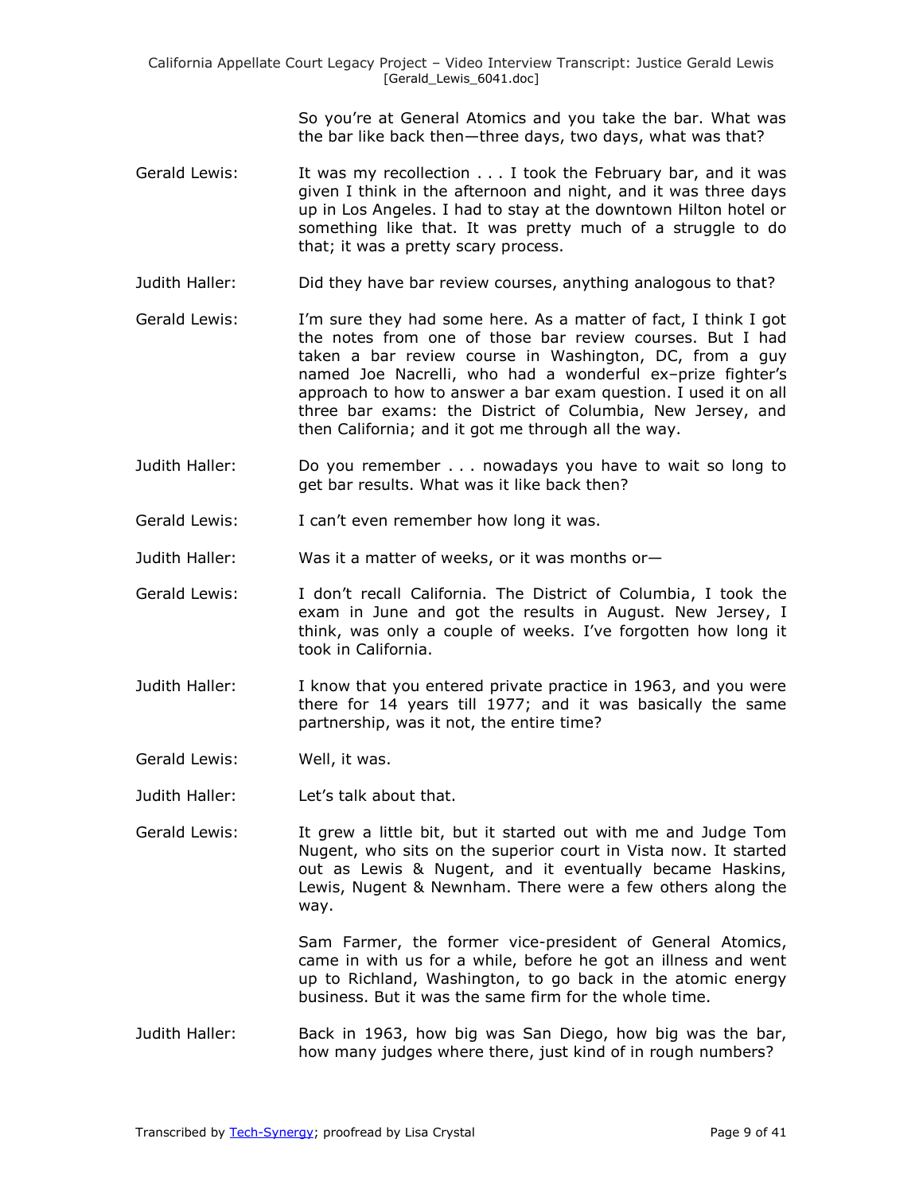So you're at General Atomics and you take the bar. What was the bar like back then—three days, two days, what was that?

Gerald Lewis: It was my recollection . . . I took the February bar, and it was given I think in the afternoon and night, and it was three days up in Los Angeles. I had to stay at the downtown Hilton hotel or something like that. It was pretty much of a struggle to do that; it was a pretty scary process.

Judith Haller: Did they have bar review courses, anything analogous to that?

Gerald Lewis: I'm sure they had some here. As a matter of fact, I think I got the notes from one of those bar review courses. But I had taken a bar review course in Washington, DC, from a guy named Joe Nacrelli, who had a wonderful ex–prize fighter's approach to how to answer a bar exam question. I used it on all three bar exams: the District of Columbia, New Jersey, and then California; and it got me through all the way.

Judith Haller: Do you remember . . . nowadays you have to wait so long to get bar results. What was it like back then?

Gerald Lewis: I can't even remember how long it was.

Judith Haller: Was it a matter of weeks, or it was months or—

Gerald Lewis: I don't recall California. The District of Columbia, I took the exam in June and got the results in August. New Jersey, I think, was only a couple of weeks. I've forgotten how long it took in California.

Judith Haller: I know that you entered private practice in 1963, and you were there for 14 years till 1977; and it was basically the same partnership, was it not, the entire time?

Gerald Lewis: Well, it was.

Judith Haller: Let's talk about that.

Gerald Lewis: It grew a little bit, but it started out with me and Judge Tom Nugent, who sits on the superior court in Vista now. It started out as Lewis & Nugent, and it eventually became Haskins, Lewis, Nugent & Newnham. There were a few others along the way.

Sam Farmer, the former vice-president of General Atomics, came in with us for a while, before he got an illness and went up to Richland, Washington, to go back in the atomic energy business. But it was the same firm for the whole time.

Judith Haller: Back in 1963, how big was San Diego, how big was the bar, how many judges where there, just kind of in rough numbers?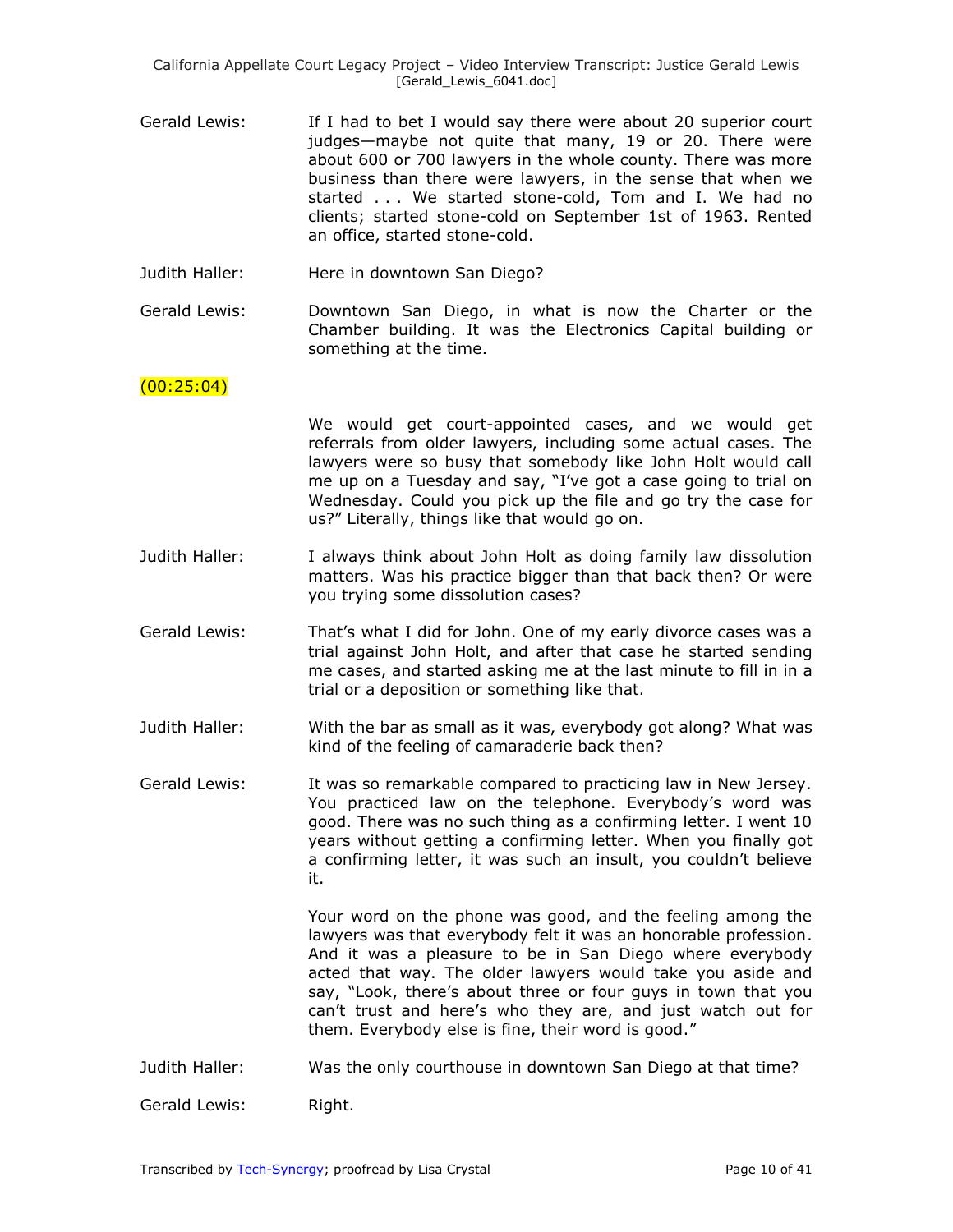Gerald Lewis: If I had to bet I would say there were about 20 superior court judges—maybe not quite that many, 19 or 20. There were about 600 or 700 lawyers in the whole county. There was more business than there were lawyers, in the sense that when we started . . . We started stone-cold, Tom and I. We had no clients; started stone-cold on September 1st of 1963. Rented an office, started stone-cold.

Judith Haller: Here in downtown San Diego?

Gerald Lewis: Downtown San Diego, in what is now the Charter or the Chamber building. It was the Electronics Capital building or something at the time.

(00:25:04)

We would get court-appointed cases, and we would get referrals from older lawyers, including some actual cases. The lawyers were so busy that somebody like John Holt would call me up on a Tuesday and say, "I've got a case going to trial on Wednesday. Could you pick up the file and go try the case for us?" Literally, things like that would go on.

Judith Haller: I always think about John Holt as doing family law dissolution matters. Was his practice bigger than that back then? Or were you trying some dissolution cases?

Gerald Lewis: That's what I did for John. One of my early divorce cases was a trial against John Holt, and after that case he started sending me cases, and started asking me at the last minute to fill in in a trial or a deposition or something like that.

Judith Haller: With the bar as small as it was, everybody got along? What was kind of the feeling of camaraderie back then?

Gerald Lewis: It was so remarkable compared to practicing law in New Jersey. You practiced law on the telephone. Everybody's word was good. There was no such thing as a confirming letter. I went 10 years without getting a confirming letter. When you finally got a confirming letter, it was such an insult, you couldn't believe it.

Your word on the phone was good, and the feeling among the lawyers was that everybody felt it was an honorable profession. And it was a pleasure to be in San Diego where everybody acted that way. The older lawyers would take you aside and say, "Look, there's about three or four guys in town that you can't trust and here's who they are, and just watch out for them. Everybody else is fine, their word is good."

Judith Haller: Was the only courthouse in downtown San Diego at that time?

Gerald Lewis: Right.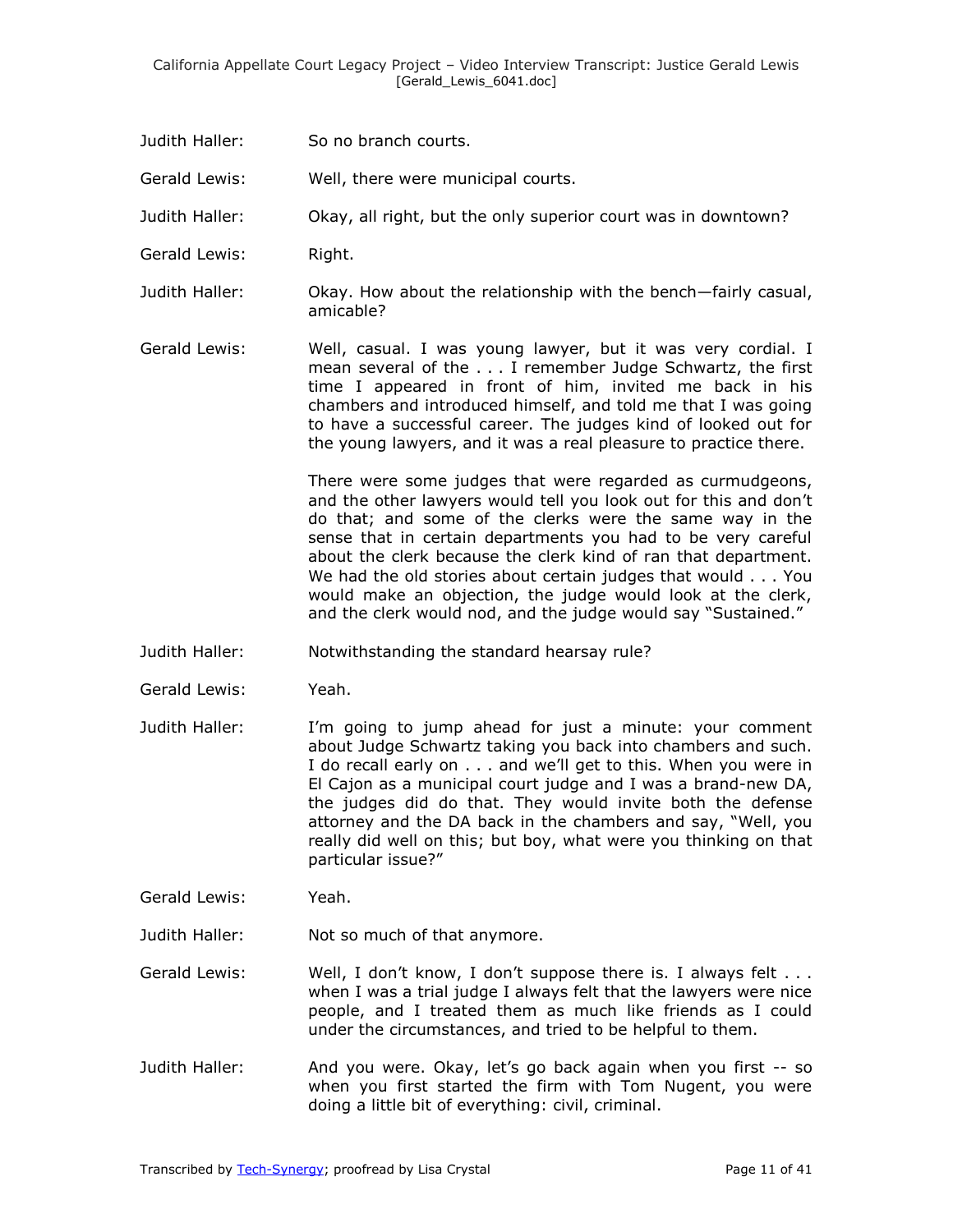Judith Haller: So no branch courts.

Gerald Lewis: Well, there were municipal courts.

Judith Haller: Okay, all right, but the only superior court was in downtown?

Gerald Lewis: Right.

Judith Haller: Okay. How about the relationship with the bench—fairly casual, amicable?

Gerald Lewis: Well, casual. I was young lawyer, but it was very cordial. I mean several of the . . . I remember Judge Schwartz, the first time I appeared in front of him, invited me back in his chambers and introduced himself, and told me that I was going to have a successful career. The judges kind of looked out for the young lawyers, and it was a real pleasure to practice there.

There were some judges that were regarded as curmudgeons, and the other lawyers would tell you look out for this and don't do that; and some of the clerks were the same way in the sense that in certain departments you had to be very careful about the clerk because the clerk kind of ran that department. We had the old stories about certain judges that would . . . You would make an objection, the judge would look at the clerk, and the clerk would nod, and the judge would say "Sustained."

Judith Haller: Notwithstanding the standard hearsay rule?

Gerald Lewis: Yeah.

Judith Haller: I'm going to jump ahead for just a minute: your comment about Judge Schwartz taking you back into chambers and such. I do recall early on . . . and we'll get to this. When you were in El Cajon as a municipal court judge and I was a brand-new DA, the judges did do that. They would invite both the defense attorney and the DA back in the chambers and say, "Well, you really did well on this; but boy, what were you thinking on that particular issue?"

Gerald Lewis: Yeah.

Judith Haller: Not so much of that anymore.

Gerald Lewis: Well, I don't know, I don't suppose there is. I always felt . . . when I was a trial judge I always felt that the lawyers were nice people, and I treated them as much like friends as I could under the circumstances, and tried to be helpful to them.

Judith Haller: And you were. Okay, let's go back again when you first -- so when you first started the firm with Tom Nugent, you were doing a little bit of everything: civil, criminal.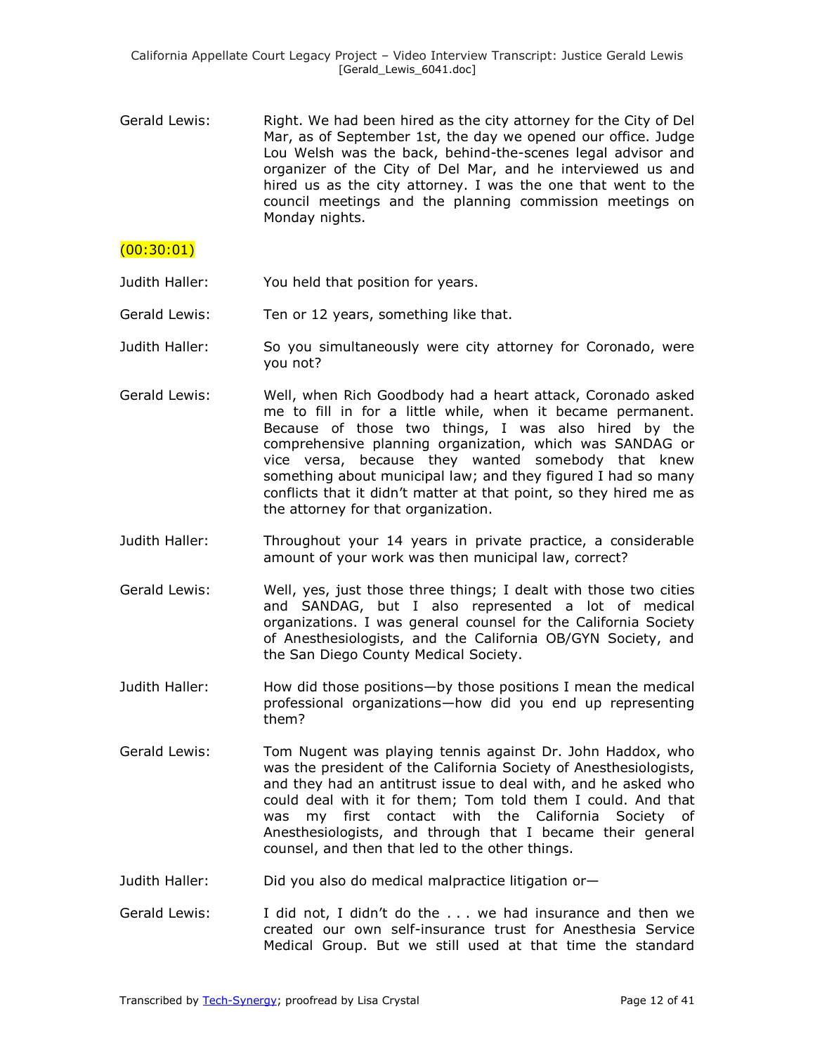Gerald Lewis: Right. We had been hired as the city attorney for the City of Del Mar, as of September 1st, the day we opened our office. Judge Lou Welsh was the back, behind-the-scenes legal advisor and organizer of the City of Del Mar, and he interviewed us and hired us as the city attorney. I was the one that went to the council meetings and the planning commission meetings on Monday nights.

(00:30:01)

Judith Haller: You held that position for years.

Gerald Lewis: Ten or 12 years, something like that.

Judith Haller: So you simultaneously were city attorney for Coronado, were you not?

Gerald Lewis: Well, when Rich Goodbody had a heart attack, Coronado asked me to fill in for a little while, when it became permanent. Because of those two things, I was also hired by the comprehensive planning organization, which was SANDAG or vice versa, because they wanted somebody that knew something about municipal law; and they figured I had so many conflicts that it didn't matter at that point, so they hired me as the attorney for that organization.

Judith Haller: Throughout your 14 years in private practice, a considerable amount of your work was then municipal law, correct?

Gerald Lewis: Well, yes, just those three things; I dealt with those two cities and SANDAG, but I also represented a lot of medical organizations. I was general counsel for the California Society of Anesthesiologists, and the California OB/GYN Society, and the San Diego County Medical Society.

Judith Haller: How did those positions—by those positions I mean the medical professional organizations—how did you end up representing them?

Gerald Lewis: Tom Nugent was playing tennis against Dr. John Haddox, who was the president of the California Society of Anesthesiologists, and they had an antitrust issue to deal with, and he asked who could deal with it for them; Tom told them I could. And that was my first contact with the California Society of Anesthesiologists, and through that I became their general counsel, and then that led to the other things.

Judith Haller: Did you also do medical malpractice litigation or—

Gerald Lewis: I did not, I didn't do the . . . we had insurance and then we created our own self-insurance trust for Anesthesia Service Medical Group. But we still used at that time the standard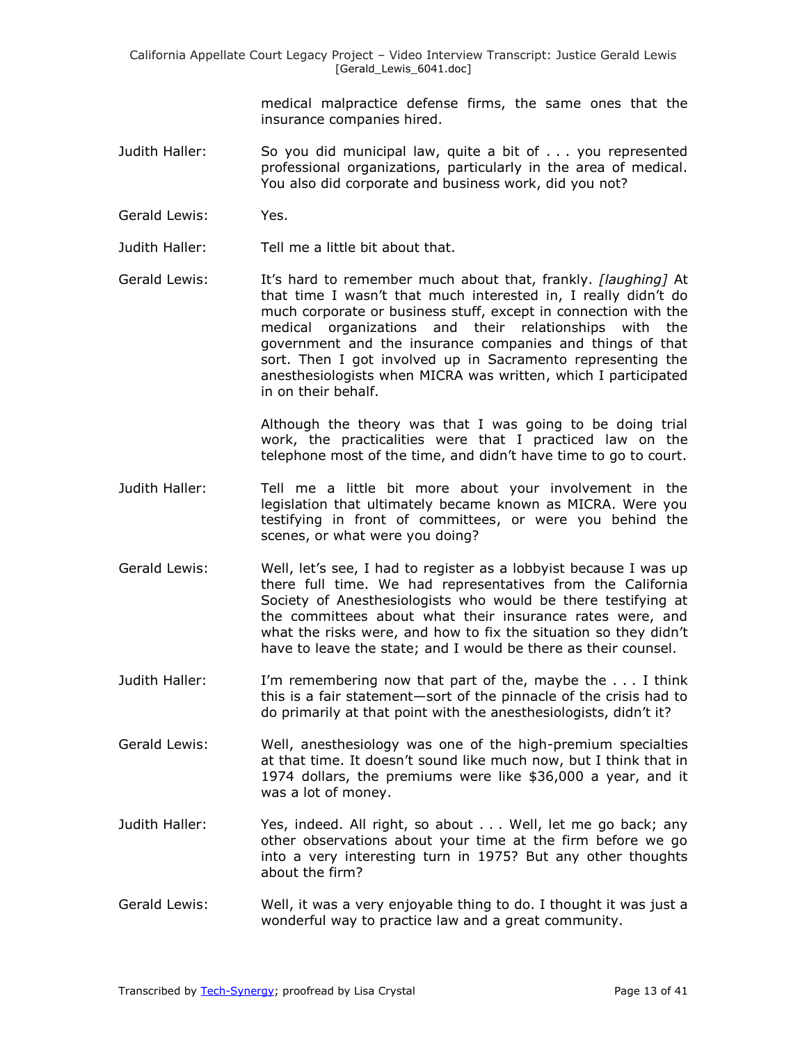medical malpractice defense firms, the same ones that the insurance companies hired.

Judith Haller: So you did municipal law, quite a bit of . . . you represented professional organizations, particularly in the area of medical. You also did corporate and business work, did you not?

Gerald Lewis: Yes.

Judith Haller: Tell me a little bit about that.

Gerald Lewis: It's hard to remember much about that, frankly. *[laughing]* At that time I wasn't that much interested in, I really didn't do much corporate or business stuff, except in connection with the medical organizations and their relationships with the government and the insurance companies and things of that sort. Then I got involved up in Sacramento representing the anesthesiologists when MICRA was written, which I participated in on their behalf.

Although the theory was that I was going to be doing trial work, the practicalities were that I practiced law on the telephone most of the time, and didn't have time to go to court.

Judith Haller: Tell me a little bit more about your involvement in the legislation that ultimately became known as MICRA. Were you testifying in front of committees, or were you behind the scenes, or what were you doing?

Gerald Lewis: Well, let's see, I had to register as a lobbyist because I was up there full time. We had representatives from the California Society of Anesthesiologists who would be there testifying at the committees about what their insurance rates were, and what the risks were, and how to fix the situation so they didn't have to leave the state; and I would be there as their counsel.

Judith Haller: I'm remembering now that part of the, maybe the . . . I think this is a fair statement—sort of the pinnacle of the crisis had to do primarily at that point with the anesthesiologists, didn't it?

Gerald Lewis: Well, anesthesiology was one of the high-premium specialties at that time. It doesn't sound like much now, but I think that in 1974 dollars, the premiums were like $36,000 a year, and it was a lot of money.

Judith Haller: Yes, indeed. All right, so about . . . Well, let me go back; any other observations about your time at the firm before we go into a very interesting turn in 1975? But any other thoughts about the firm?

Gerald Lewis: Well, it was a very enjoyable thing to do. I thought it was just a wonderful way to practice law and a great community.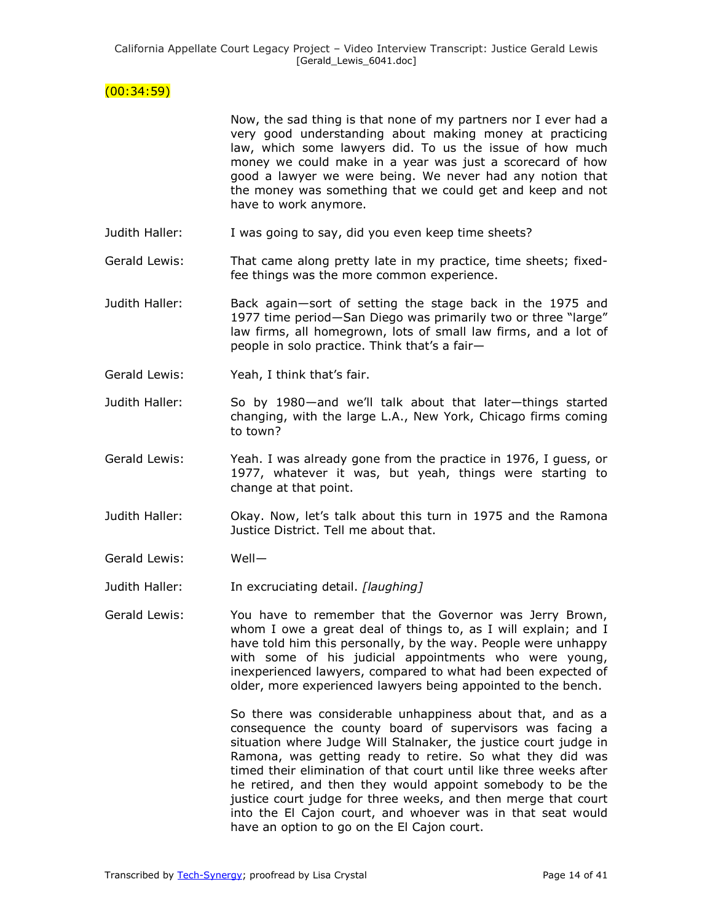(00:34:59)

Now, the sad thing is that none of my partners nor I ever had a very good understanding about making money at practicing law, which some lawyers did. To us the issue of how much money we could make in a year was just a scorecard of how good a lawyer we were being. We never had any notion that the money was something that we could get and keep and not have to work anymore.

Judith Haller: I was going to say, did you even keep time sheets?

Gerald Lewis: That came along pretty late in my practice, time sheets; fixed-fee things was the more common experience.

Judith Haller: Back again—sort of setting the stage back in the 1975 and 1977 time period—San Diego was primarily two or three "large" law firms, all homegrown, lots of small law firms, and a lot of people in solo practice. Think that's a fair—

Gerald Lewis: Yeah, I think that's fair.

Judith Haller: So by 1980—and we'll talk about that later—things started changing, with the large L.A., New York, Chicago firms coming to town?

Gerald Lewis: Yeah. I was already gone from the practice in 1976, I guess, or 1977, whatever it was, but yeah, things were starting to change at that point.

Judith Haller: Okay. Now, let's talk about this turn in 1975 and the Ramona Justice District. Tell me about that.

Gerald Lewis: Well—

Judith Haller: In excruciating detail. *[laughing]*

Gerald Lewis: You have to remember that the Governor was Jerry Brown, whom I owe a great deal of things to, as I will explain; and I have told him this personally, by the way. People were unhappy with some of his judicial appointments who were young, inexperienced lawyers, compared to what had been expected of older, more experienced lawyers being appointed to the bench.

So there was considerable unhappiness about that, and as a consequence the county board of supervisors was facing a situation where Judge Will Stalnaker, the justice court judge in Ramona, was getting ready to retire. So what they did was timed their elimination of that court until like three weeks after he retired, and then they would appoint somebody to be the justice court judge for three weeks, and then merge that court into the El Cajon court, and whoever was in that seat would have an option to go on the El Cajon court.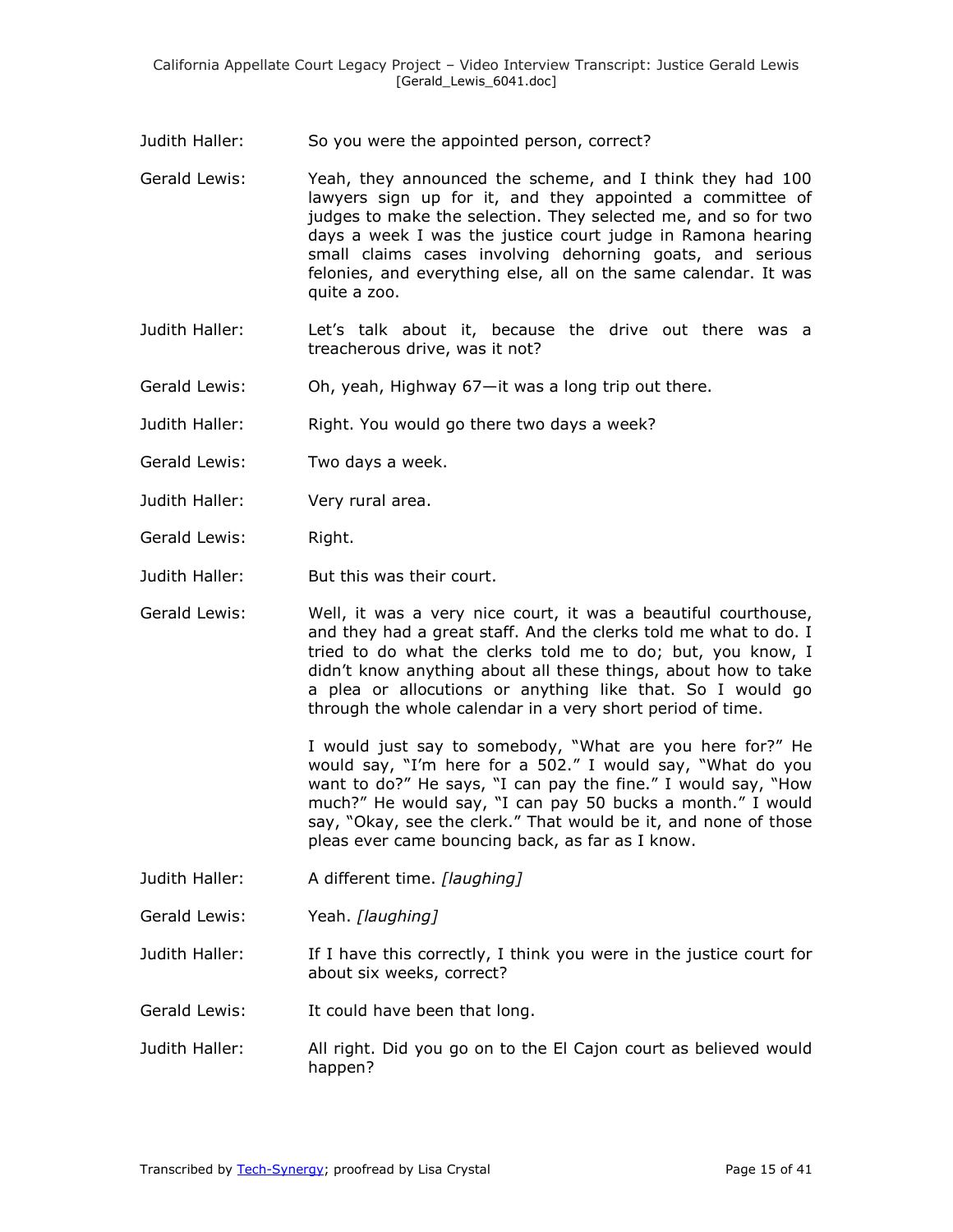Judith Haller: So you were the appointed person, correct?

Gerald Lewis: Yeah, they announced the scheme, and I think they had 100 lawyers sign up for it, and they appointed a committee of judges to make the selection. They selected me, and so for two days a week I was the justice court judge in Ramona hearing small claims cases involving dehorning goats, and serious felonies, and everything else, all on the same calendar. It was quite a zoo.

Judith Haller: Let's talk about it, because the drive out there was a treacherous drive, was it not?

Gerald Lewis: Oh, yeah, Highway 67—it was a long trip out there.

Judith Haller: Right. You would go there two days a week?

Gerald Lewis: Two days a week.

Judith Haller: Very rural area.

Gerald Lewis: Right.

Judith Haller: But this was their court.

Gerald Lewis: Well, it was a very nice court, it was a beautiful courthouse, and they had a great staff. And the clerks told me what to do. I tried to do what the clerks told me to do; but, you know, I didn't know anything about all these things, about how to take a plea or allocutions or anything like that. So I would go through the whole calendar in a very short period of time.

I would just say to somebody, "What are you here for?" He would say, "I'm here for a 502." I would say, "What do you want to do?" He says, "I can pay the fine." I would say, "How much?" He would say, "I can pay 50 bucks a month." I would say, "Okay, see the clerk." That would be it, and none of those pleas ever came bouncing back, as far as I know.

Judith Haller: A different time. *[laughing]*

Gerald Lewis: Yeah. *[laughing]*

Judith Haller: If I have this correctly, I think you were in the justice court for about six weeks, correct?

Gerald Lewis: It could have been that long.

Judith Haller: All right. Did you go on to the El Cajon court as believed would happen?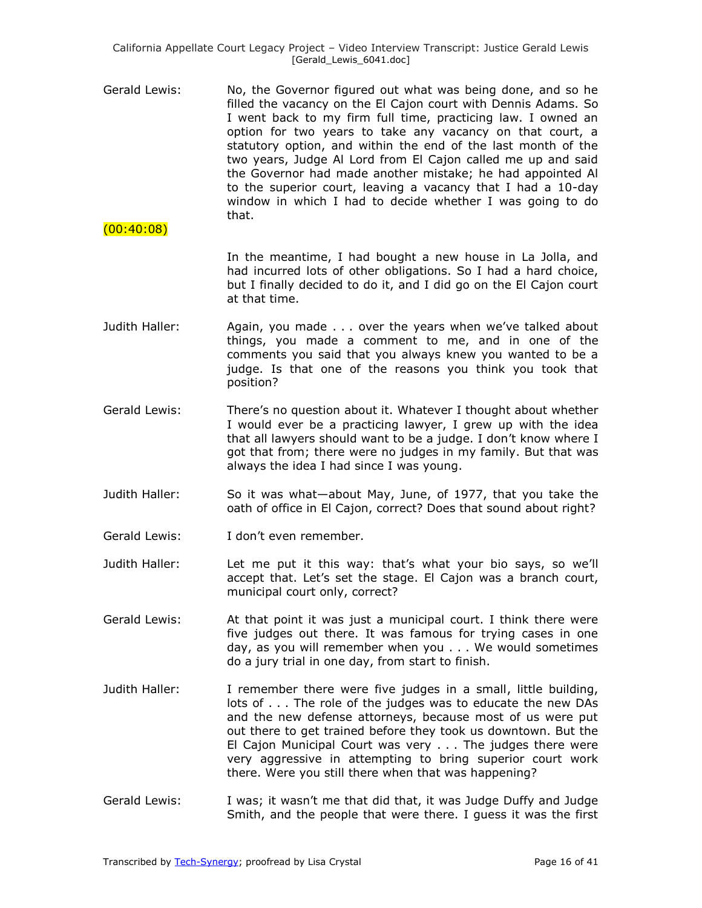Gerald Lewis: No, the Governor figured out what was being done, and so he filled the vacancy on the El Cajon court with Dennis Adams. So I went back to my firm full time, practicing law. I owned an option for two years to take any vacancy on that court, a statutory option, and within the end of the last month of the two years, Judge Al Lord from El Cajon called me up and said the Governor had made another mistake; he had appointed Al to the superior court, leaving a vacancy that I had a 10-day window in which I had to decide whether I was going to do that.

(00:40:08)

In the meantime, I had bought a new house in La Jolla, and had incurred lots of other obligations. So I had a hard choice, but I finally decided to do it, and I did go on the El Cajon court at that time.

Judith Haller: Again, you made . . . over the years when we've talked about things, you made a comment to me, and in one of the comments you said that you always knew you wanted to be a judge. Is that one of the reasons you think you took that position?

Gerald Lewis: There's no question about it. Whatever I thought about whether I would ever be a practicing lawyer, I grew up with the idea that all lawyers should want to be a judge. I don't know where I got that from; there were no judges in my family. But that was always the idea I had since I was young.

Judith Haller: So it was what—about May, June, of 1977, that you take the oath of office in El Cajon, correct? Does that sound about right?

Gerald Lewis: I don't even remember.

Judith Haller: Let me put it this way: that's what your bio says, so we'll accept that. Let's set the stage. El Cajon was a branch court, municipal court only, correct?

Gerald Lewis: At that point it was just a municipal court. I think there were five judges out there. It was famous for trying cases in one day, as you will remember when you . . . We would sometimes do a jury trial in one day, from start to finish.

Judith Haller: I remember there were five judges in a small, little building, lots of . . . The role of the judges was to educate the new DAs and the new defense attorneys, because most of us were put out there to get trained before they took us downtown. But the El Cajon Municipal Court was very . . . The judges there were very aggressive in attempting to bring superior court work there. Were you still there when that was happening?

Gerald Lewis: I was; it wasn't me that did that, it was Judge Duffy and Judge Smith, and the people that were there. I guess it was the first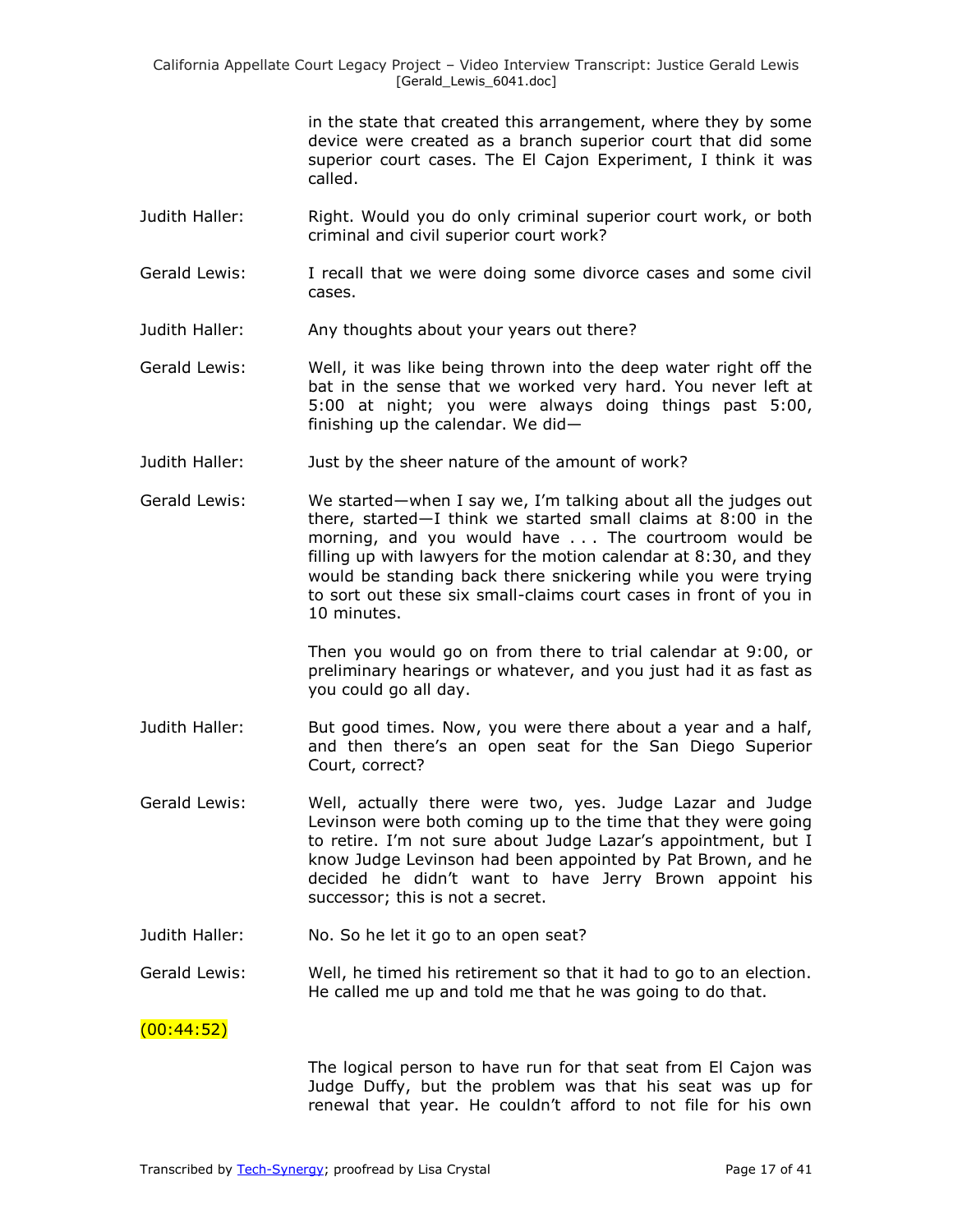in the state that created this arrangement, where they by some device were created as a branch superior court that did some superior court cases. The El Cajon Experiment, I think it was called.

Judith Haller: Right. Would you do only criminal superior court work, or both criminal and civil superior court work?

Gerald Lewis: I recall that we were doing some divorce cases and some civil cases.

Judith Haller: Any thoughts about your years out there?

Gerald Lewis: Well, it was like being thrown into the deep water right off the bat in the sense that we worked very hard. You never left at 5:00 at night; you were always doing things past 5:00, finishing up the calendar. We did—

Judith Haller: Just by the sheer nature of the amount of work?

Gerald Lewis: We started—when I say we, I'm talking about all the judges out there, started—I think we started small claims at 8:00 in the morning, and you would have . . . The courtroom would be filling up with lawyers for the motion calendar at 8:30, and they would be standing back there snickering while you were trying to sort out these six small-claims court cases in front of you in 10 minutes.

Then you would go on from there to trial calendar at 9:00, or preliminary hearings or whatever, and you just had it as fast as you could go all day.

Judith Haller: But good times. Now, you were there about a year and a half, and then there's an open seat for the San Diego Superior Court, correct?

Gerald Lewis: Well, actually there were two, yes. Judge Lazar and Judge Levinson were both coming up to the time that they were going to retire. I'm not sure about Judge Lazar's appointment, but I know Judge Levinson had been appointed by Pat Brown, and he decided he didn't want to have Jerry Brown appoint his successor; this is not a secret.

Judith Haller: No. So he let it go to an open seat?

Gerald Lewis: Well, he timed his retirement so that it had to go to an election. He called me up and told me that he was going to do that.

(00:44:52)

The logical person to have run for that seat from El Cajon was Judge Duffy, but the problem was that his seat was up for renewal that year. He couldn't afford to not file for his own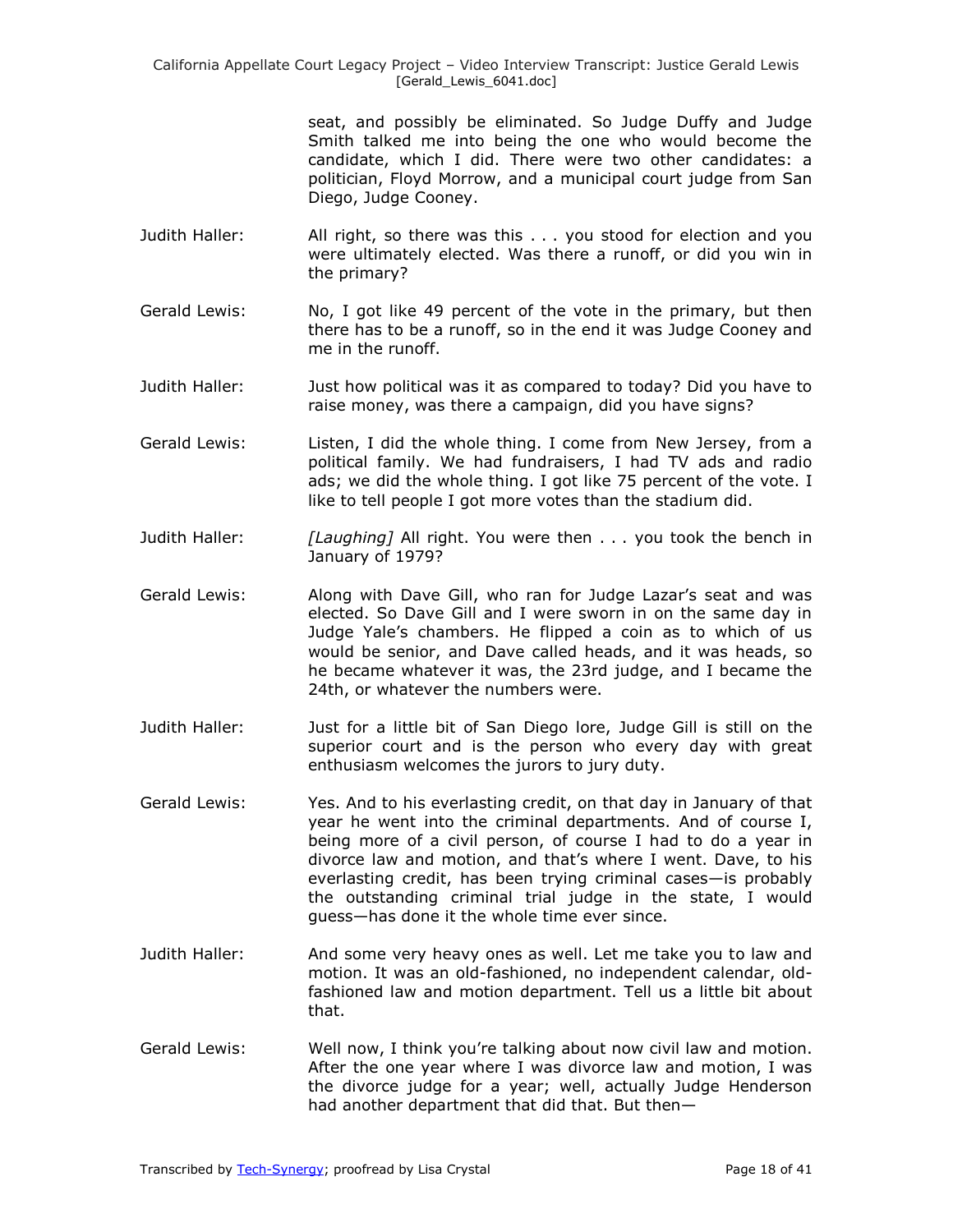seat, and possibly be eliminated. So Judge Duffy and Judge Smith talked me into being the one who would become the candidate, which I did. There were two other candidates: a politician, Floyd Morrow, and a municipal court judge from San Diego, Judge Cooney.

Judith Haller: All right, so there was this . . . you stood for election and you were ultimately elected. Was there a runoff, or did you win in the primary?

Gerald Lewis: No, I got like 49 percent of the vote in the primary, but then there has to be a runoff, so in the end it was Judge Cooney and me in the runoff.

Judith Haller: Just how political was it as compared to today? Did you have to raise money, was there a campaign, did you have signs?

Gerald Lewis: Listen, I did the whole thing. I come from New Jersey, from a political family. We had fundraisers, I had TV ads and radio ads; we did the whole thing. I got like 75 percent of the vote. I like to tell people I got more votes than the stadium did.

Judith Haller: *[Laughing]* All right. You were then . . . you took the bench in January of 1979?

Gerald Lewis: Along with Dave Gill, who ran for Judge Lazar's seat and was elected. So Dave Gill and I were sworn in on the same day in Judge Yale's chambers. He flipped a coin as to which of us would be senior, and Dave called heads, and it was heads, so he became whatever it was, the 23rd judge, and I became the 24th, or whatever the numbers were.

Judith Haller: Just for a little bit of San Diego lore, Judge Gill is still on the superior court and is the person who every day with great enthusiasm welcomes the jurors to jury duty.

Gerald Lewis: Yes. And to his everlasting credit, on that day in January of that year he went into the criminal departments. And of course I, being more of a civil person, of course I had to do a year in divorce law and motion, and that's where I went. Dave, to his everlasting credit, has been trying criminal cases—is probably the outstanding criminal trial judge in the state, I would guess—has done it the whole time ever since.

Judith Haller: And some very heavy ones as well. Let me take you to law and motion. It was an old-fashioned, no independent calendar, old-fashioned law and motion department. Tell us a little bit about that.

Gerald Lewis: Well now, I think you're talking about now civil law and motion. After the one year where I was divorce law and motion, I was the divorce judge for a year; well, actually Judge Henderson had another department that did that. But then—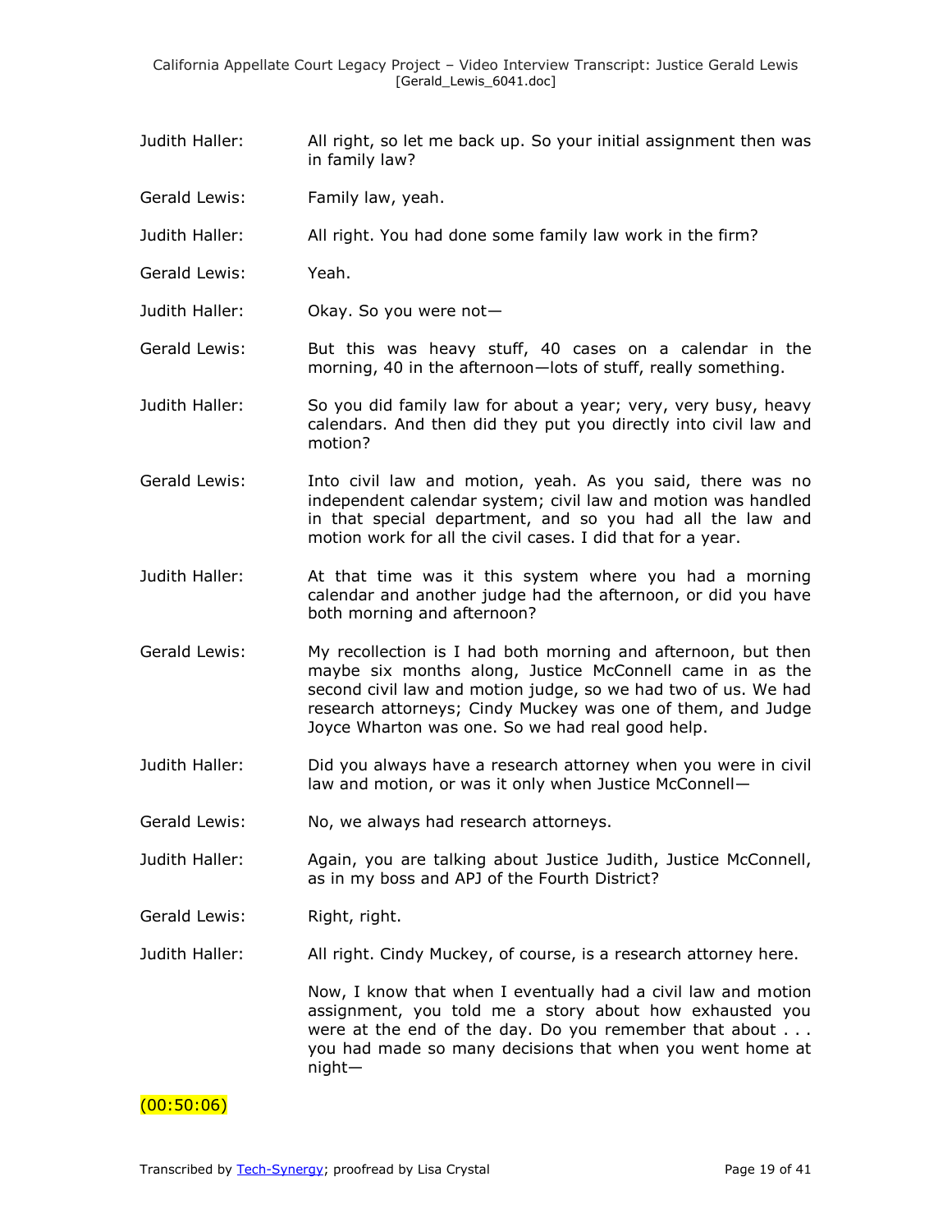Judith Haller: All right, so let me back up. So your initial assignment then was in family law?

Gerald Lewis: Family law, yeah.

Judith Haller: All right. You had done some family law work in the firm?

Gerald Lewis: Yeah.

Judith Haller: Okay. So you were not—

Gerald Lewis: But this was heavy stuff, 40 cases on a calendar in the morning, 40 in the afternoon—lots of stuff, really something.

Judith Haller: So you did family law for about a year; very, very busy, heavy calendars. And then did they put you directly into civil law and motion?

Gerald Lewis: Into civil law and motion, yeah. As you said, there was no independent calendar system; civil law and motion was handled in that special department, and so you had all the law and motion work for all the civil cases. I did that for a year.

Judith Haller: At that time was it this system where you had a morning calendar and another judge had the afternoon, or did you have both morning and afternoon?

Gerald Lewis: My recollection is I had both morning and afternoon, but then maybe six months along, Justice McConnell came in as the second civil law and motion judge, so we had two of us. We had research attorneys; Cindy Muckey was one of them, and Judge Joyce Wharton was one. So we had real good help.

Judith Haller: Did you always have a research attorney when you were in civil law and motion, or was it only when Justice McConnell—

Gerald Lewis: No, we always had research attorneys.

Judith Haller: Again, you are talking about Justice Judith, Justice McConnell, as in my boss and APJ of the Fourth District?

Gerald Lewis: Right, right.

Judith Haller: All right. Cindy Muckey, of course, is a research attorney here.

Now, I know that when I eventually had a civil law and motion assignment, you told me a story about how exhausted you were at the end of the day. Do you remember that about . . . you had made so many decisions that when you went home at night—

(00:50:06)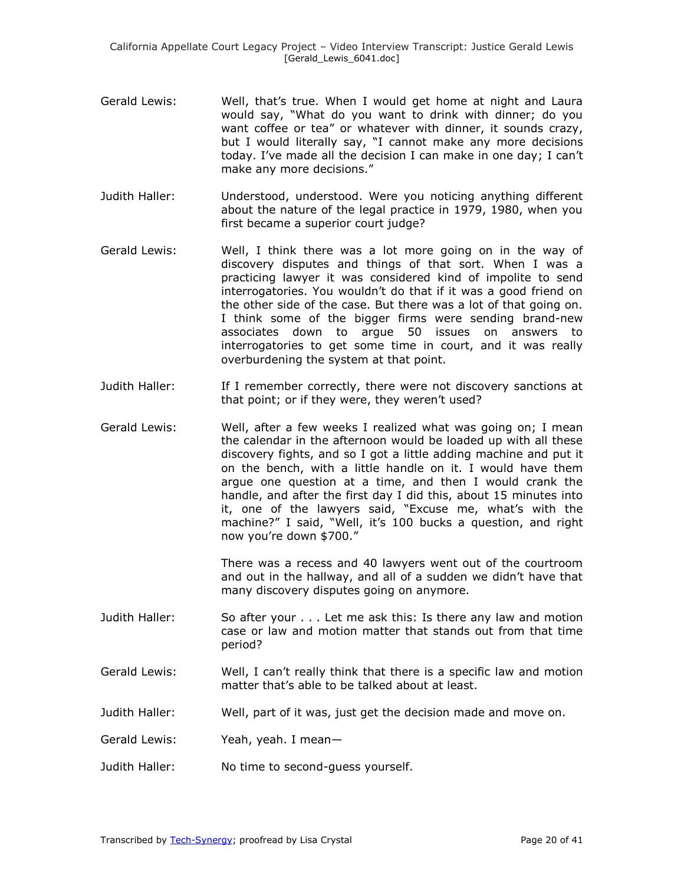Gerald Lewis: Well, that's true. When I would get home at night and Laura would say, "What do you want to drink with dinner; do you want coffee or tea" or whatever with dinner, it sounds crazy, but I would literally say, "I cannot make any more decisions today. I've made all the decision I can make in one day; I can't make any more decisions."

Judith Haller: Understood, understood. Were you noticing anything different about the nature of the legal practice in 1979, 1980, when you first became a superior court judge?

Gerald Lewis: Well, I think there was a lot more going on in the way of discovery disputes and things of that sort. When I was a practicing lawyer it was considered kind of impolite to send interrogatories. You wouldn't do that if it was a good friend on the other side of the case. But there was a lot of that going on. I think some of the bigger firms were sending brand-new associates down to argue 50 issues on answers to interrogatories to get some time in court, and it was really overburdening the system at that point.

Judith Haller: If I remember correctly, there were not discovery sanctions at that point; or if they were, they weren't used?

Gerald Lewis: Well, after a few weeks I realized what was going on; I mean the calendar in the afternoon would be loaded up with all these discovery fights, and so I got a little adding machine and put it on the bench, with a little handle on it. I would have them argue one question at a time, and then I would crank the handle, and after the first day I did this, about 15 minutes into it, one of the lawyers said, "Excuse me, what's with the machine?" I said, "Well, it's 100 bucks a question, and right now you're down $700."

There was a recess and 40 lawyers went out of the courtroom and out in the hallway, and all of a sudden we didn't have that many discovery disputes going on anymore.

Judith Haller: So after your . . . Let me ask this: Is there any law and motion case or law and motion matter that stands out from that time period?

Gerald Lewis: Well, I can't really think that there is a specific law and motion matter that's able to be talked about at least.

Judith Haller: Well, part of it was, just get the decision made and move on.

Gerald Lewis: Yeah, yeah. I mean—

Judith Haller: No time to second-guess yourself.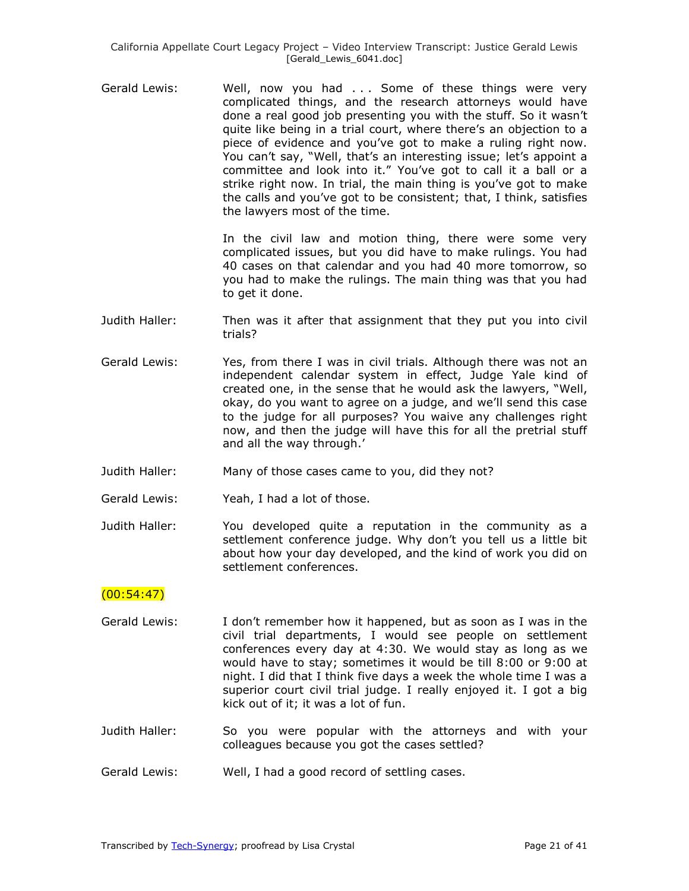Gerald Lewis: Well, now you had . . . Some of these things were very complicated things, and the research attorneys would have done a real good job presenting you with the stuff. So it wasn't quite like being in a trial court, where there's an objection to a piece of evidence and you've got to make a ruling right now. You can't say, "Well, that's an interesting issue; let's appoint a committee and look into it." You've got to call it a ball or a strike right now. In trial, the main thing is you've got to make the calls and you've got to be consistent; that, I think, satisfies the lawyers most of the time.

In the civil law and motion thing, there were some very complicated issues, but you did have to make rulings. You had 40 cases on that calendar and you had 40 more tomorrow, so you had to make the rulings. The main thing was that you had to get it done.

Judith Haller: Then was it after that assignment that they put you into civil trials?

Gerald Lewis: Yes, from there I was in civil trials. Although there was not an independent calendar system in effect, Judge Yale kind of created one, in the sense that he would ask the lawyers, "Well, okay, do you want to agree on a judge, and we'll send this case to the judge for all purposes? You waive any challenges right now, and then the judge will have this for all the pretrial stuff and all the way through.'

Judith Haller: Many of those cases came to you, did they not?

Gerald Lewis: Yeah, I had a lot of those.

Judith Haller: You developed quite a reputation in the community as a settlement conference judge. Why don't you tell us a little bit about how your day developed, and the kind of work you did on settlement conferences.

(00:54:47)

Gerald Lewis: I don't remember how it happened, but as soon as I was in the civil trial departments, I would see people on settlement conferences every day at 4:30. We would stay as long as we would have to stay; sometimes it would be till 8:00 or 9:00 at night. I did that I think five days a week the whole time I was a superior court civil trial judge. I really enjoyed it. I got a big kick out of it; it was a lot of fun.

Judith Haller: So you were popular with the attorneys and with your colleagues because you got the cases settled?

Gerald Lewis: Well, I had a good record of settling cases.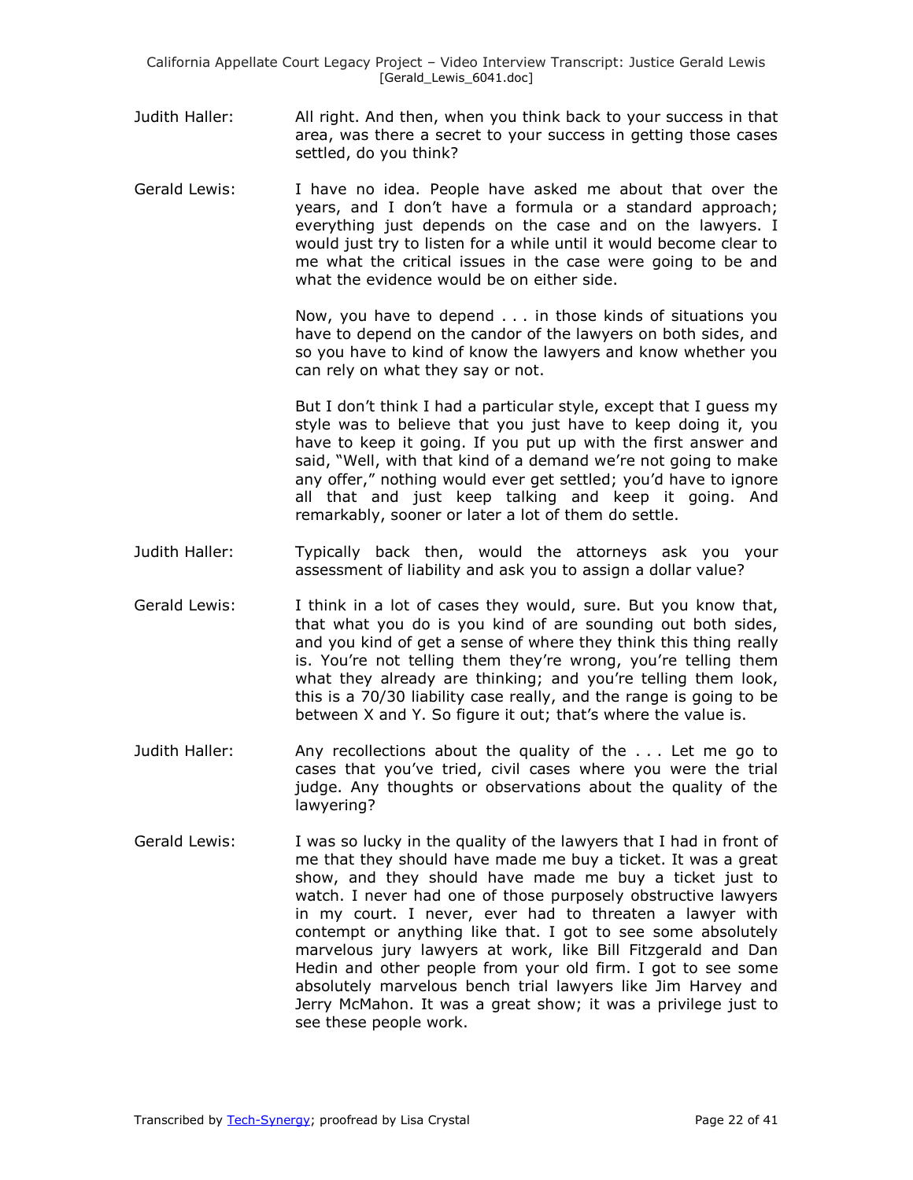Judith Haller: All right. And then, when you think back to your success in that area, was there a secret to your success in getting those cases settled, do you think?

Gerald Lewis: I have no idea. People have asked me about that over the years, and I don't have a formula or a standard approach; everything just depends on the case and on the lawyers. I would just try to listen for a while until it would become clear to me what the critical issues in the case were going to be and what the evidence would be on either side.

Now, you have to depend . . . in those kinds of situations you have to depend on the candor of the lawyers on both sides, and so you have to kind of know the lawyers and know whether you can rely on what they say or not.

But I don't think I had a particular style, except that I guess my style was to believe that you just have to keep doing it, you have to keep it going. If you put up with the first answer and said, "Well, with that kind of a demand we're not going to make any offer," nothing would ever get settled; you'd have to ignore all that and just keep talking and keep it going. And remarkably, sooner or later a lot of them do settle.

Judith Haller: Typically back then, would the attorneys ask you your assessment of liability and ask you to assign a dollar value?

Gerald Lewis: I think in a lot of cases they would, sure. But you know that, that what you do is you kind of are sounding out both sides, and you kind of get a sense of where they think this thing really is. You're not telling them they're wrong, you're telling them what they already are thinking; and you're telling them look, this is a 70/30 liability case really, and the range is going to be between X and Y. So figure it out; that's where the value is.

Judith Haller: Any recollections about the quality of the . . . Let me go to cases that you've tried, civil cases where you were the trial judge. Any thoughts or observations about the quality of the lawyering?

Gerald Lewis: I was so lucky in the quality of the lawyers that I had in front of me that they should have made me buy a ticket. It was a great show, and they should have made me buy a ticket just to watch. I never had one of those purposely obstructive lawyers in my court. I never, ever had to threaten a lawyer with contempt or anything like that. I got to see some absolutely marvelous jury lawyers at work, like Bill Fitzgerald and Dan Hedin and other people from your old firm. I got to see some absolutely marvelous bench trial lawyers like Jim Harvey and Jerry McMahon. It was a great show; it was a privilege just to see these people work.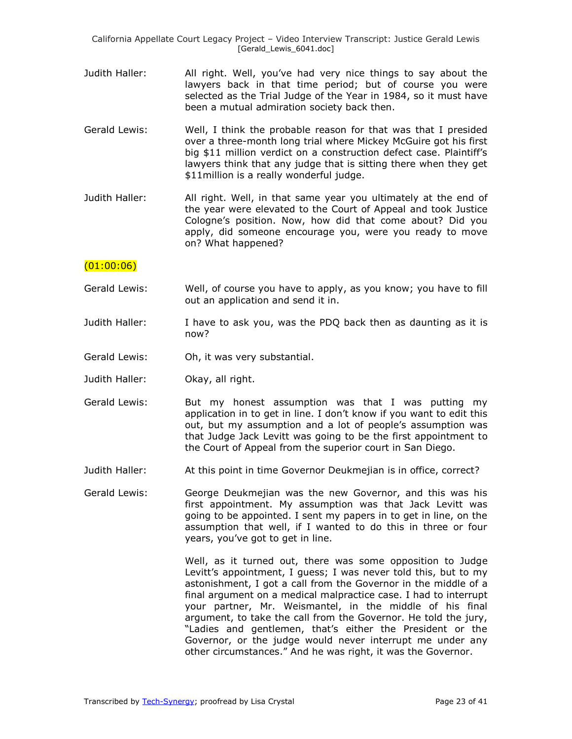Judith Haller: All right. Well, you've had very nice things to say about the lawyers back in that time period; but of course you were selected as the Trial Judge of the Year in 1984, so it must have been a mutual admiration society back then.

Gerald Lewis: Well, I think the probable reason for that was that I presided over a three-month long trial where Mickey McGuire got his first big $11 million verdict on a construction defect case. Plaintiff's lawyers think that any judge that is sitting there when they get $11million is a really wonderful judge.

Judith Haller: All right. Well, in that same year you ultimately at the end of the year were elevated to the Court of Appeal and took Justice Cologne's position. Now, how did that come about? Did you apply, did someone encourage you, were you ready to move on? What happened?

(01:00:06)

Gerald Lewis: Well, of course you have to apply, as you know; you have to fill out an application and send it in.

Judith Haller: I have to ask you, was the PDQ back then as daunting as it is now?

Gerald Lewis: Oh, it was very substantial.

Judith Haller: Okay, all right.

Gerald Lewis: But my honest assumption was that I was putting my application in to get in line. I don't know if you want to edit this out, but my assumption and a lot of people's assumption was that Judge Jack Levitt was going to be the first appointment to the Court of Appeal from the superior court in San Diego.

Judith Haller: At this point in time Governor Deukmejian is in office, correct?

Gerald Lewis: George Deukmejian was the new Governor, and this was his first appointment. My assumption was that Jack Levitt was going to be appointed. I sent my papers in to get in line, on the assumption that well, if I wanted to do this in three or four years, you've got to get in line.

Well, as it turned out, there was some opposition to Judge Levitt's appointment, I guess; I was never told this, but to my astonishment, I got a call from the Governor in the middle of a final argument on a medical malpractice case. I had to interrupt your partner, Mr. Weismantel, in the middle of his final argument, to take the call from the Governor. He told the jury, "Ladies and gentlemen, that's either the President or the Governor, or the judge would never interrupt me under any other circumstances." And he was right, it was the Governor.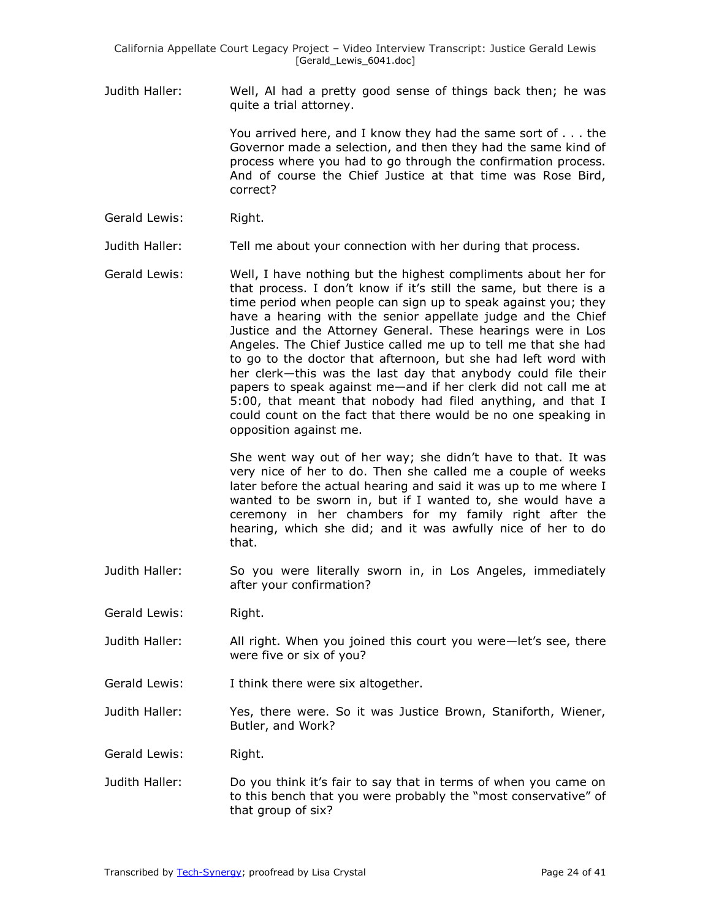Judith Haller: Well, Al had a pretty good sense of things back then; he was quite a trial attorney.

You arrived here, and I know they had the same sort of . . . the Governor made a selection, and then they had the same kind of process where you had to go through the confirmation process. And of course the Chief Justice at that time was Rose Bird, correct?

Gerald Lewis: Right.

Judith Haller: Tell me about your connection with her during that process.

Gerald Lewis: Well, I have nothing but the highest compliments about her for that process. I don't know if it's still the same, but there is a time period when people can sign up to speak against you; they have a hearing with the senior appellate judge and the Chief Justice and the Attorney General. These hearings were in Los Angeles. The Chief Justice called me up to tell me that she had to go to the doctor that afternoon, but she had left word with her clerk—this was the last day that anybody could file their papers to speak against me—and if her clerk did not call me at 5:00, that meant that nobody had filed anything, and that I could count on the fact that there would be no one speaking in opposition against me.

She went way out of her way; she didn't have to that. It was very nice of her to do. Then she called me a couple of weeks later before the actual hearing and said it was up to me where I wanted to be sworn in, but if I wanted to, she would have a ceremony in her chambers for my family right after the hearing, which she did; and it was awfully nice of her to do that.

Judith Haller: So you were literally sworn in, in Los Angeles, immediately after your confirmation?

Gerald Lewis: Right.

Judith Haller: All right. When you joined this court you were—let's see, there were five or six of you?

Gerald Lewis: I think there were six altogether.

Judith Haller: Yes, there were. So it was Justice Brown, Staniforth, Wiener, Butler, and Work?

Gerald Lewis: Right.

Judith Haller: Do you think it's fair to say that in terms of when you came on to this bench that you were probably the "most conservative" of that group of six?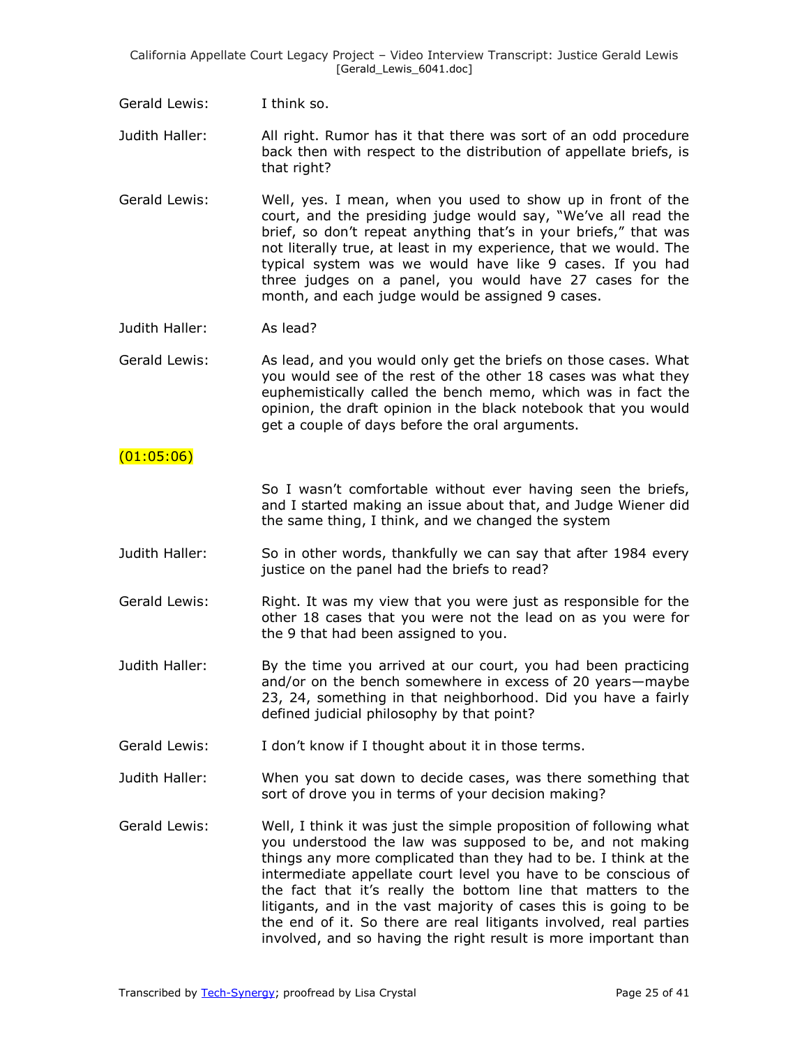Gerald Lewis: I think so.

Judith Haller: All right. Rumor has it that there was sort of an odd procedure back then with respect to the distribution of appellate briefs, is that right?

Gerald Lewis: Well, yes. I mean, when you used to show up in front of the court, and the presiding judge would say, "We've all read the brief, so don't repeat anything that's in your briefs," that was not literally true, at least in my experience, that we would. The typical system was we would have like 9 cases. If you had three judges on a panel, you would have 27 cases for the month, and each judge would be assigned 9 cases.

Judith Haller: As lead?

Gerald Lewis: As lead, and you would only get the briefs on those cases. What you would see of the rest of the other 18 cases was what they euphemistically called the bench memo, which was in fact the opinion, the draft opinion in the black notebook that you would get a couple of days before the oral arguments.

(01:05:06)

So I wasn't comfortable without ever having seen the briefs, and I started making an issue about that, and Judge Wiener did the same thing, I think, and we changed the system

Judith Haller: So in other words, thankfully we can say that after 1984 every justice on the panel had the briefs to read?

Gerald Lewis: Right. It was my view that you were just as responsible for the other 18 cases that you were not the lead on as you were for the 9 that had been assigned to you.

Judith Haller: By the time you arrived at our court, you had been practicing and/or on the bench somewhere in excess of 20 years—maybe 23, 24, something in that neighborhood. Did you have a fairly defined judicial philosophy by that point?

Gerald Lewis: I don't know if I thought about it in those terms.

Judith Haller: When you sat down to decide cases, was there something that sort of drove you in terms of your decision making?

Gerald Lewis: Well, I think it was just the simple proposition of following what you understood the law was supposed to be, and not making things any more complicated than they had to be. I think at the intermediate appellate court level you have to be conscious of the fact that it's really the bottom line that matters to the litigants, and in the vast majority of cases this is going to be the end of it. So there are real litigants involved, real parties involved, and so having the right result is more important than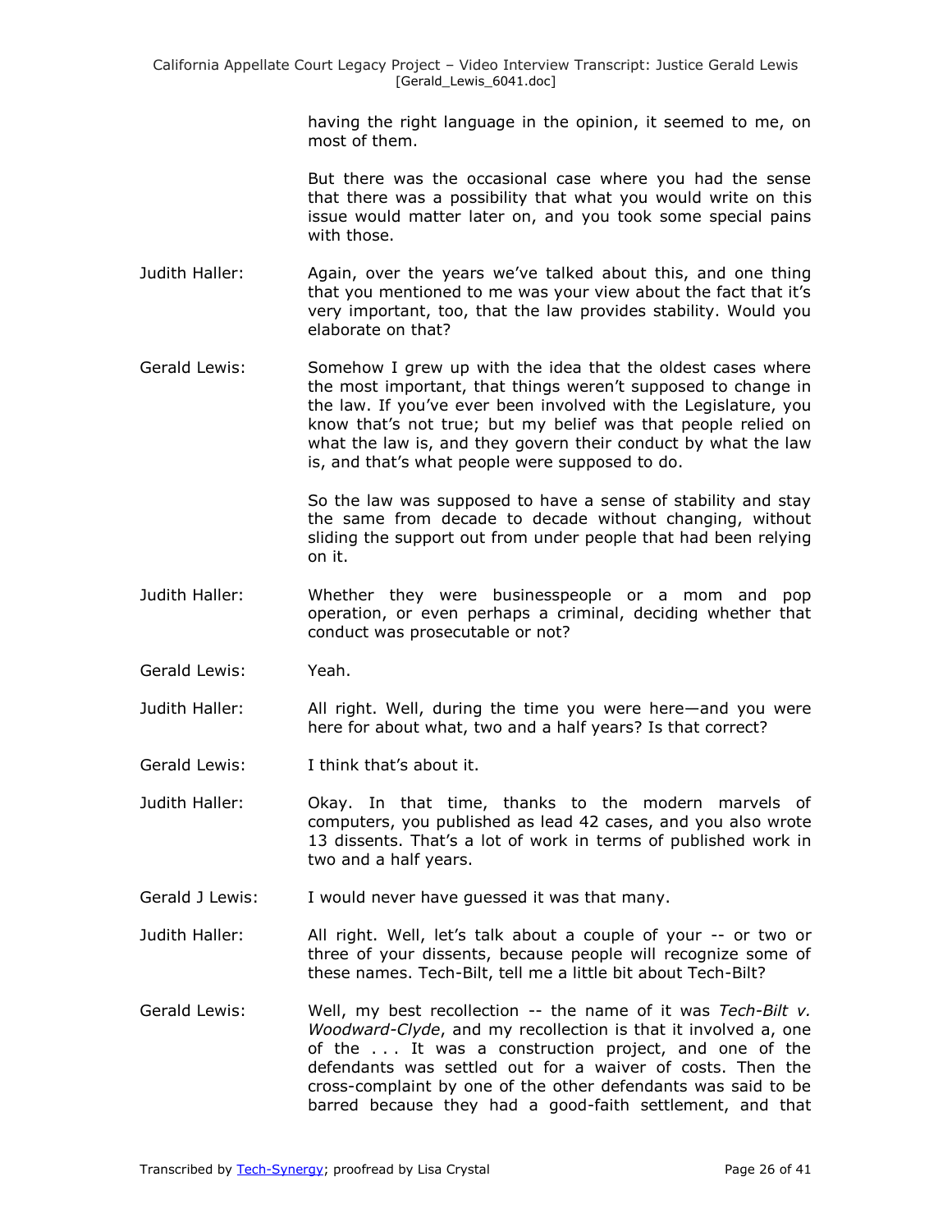having the right language in the opinion, it seemed to me, on most of them.

But there was the occasional case where you had the sense that there was a possibility that what you would write on this issue would matter later on, and you took some special pains with those.

Judith Haller: Again, over the years we've talked about this, and one thing that you mentioned to me was your view about the fact that it's very important, too, that the law provides stability. Would you elaborate on that?

Gerald Lewis: Somehow I grew up with the idea that the oldest cases where the most important, that things weren't supposed to change in the law. If you've ever been involved with the Legislature, you know that's not true; but my belief was that people relied on what the law is, and they govern their conduct by what the law is, and that's what people were supposed to do.

So the law was supposed to have a sense of stability and stay the same from decade to decade without changing, without sliding the support out from under people that had been relying on it.

Judith Haller: Whether they were businesspeople or a mom and pop operation, or even perhaps a criminal, deciding whether that conduct was prosecutable or not?

Gerald Lewis: Yeah.

Judith Haller: All right. Well, during the time you were here—and you were here for about what, two and a half years? Is that correct?

Gerald Lewis: I think that's about it.

Judith Haller: Okay. In that time, thanks to the modern marvels of computers, you published as lead 42 cases, and you also wrote 13 dissents. That's a lot of work in terms of published work in two and a half years.

Gerald J Lewis: I would never have guessed it was that many.

Judith Haller: All right. Well, let's talk about a couple of your -- or two or three of your dissents, because people will recognize some of these names. Tech-Bilt, tell me a little bit about Tech-Bilt?

Gerald Lewis: Well, my best recollection -- the name of it was *Tech-Bilt v. Woodward-Clyde*, and my recollection is that it involved a, one of the . . . It was a construction project, and one of the defendants was settled out for a waiver of costs. Then the cross-complaint by one of the other defendants was said to be barred because they had a good-faith settlement, and that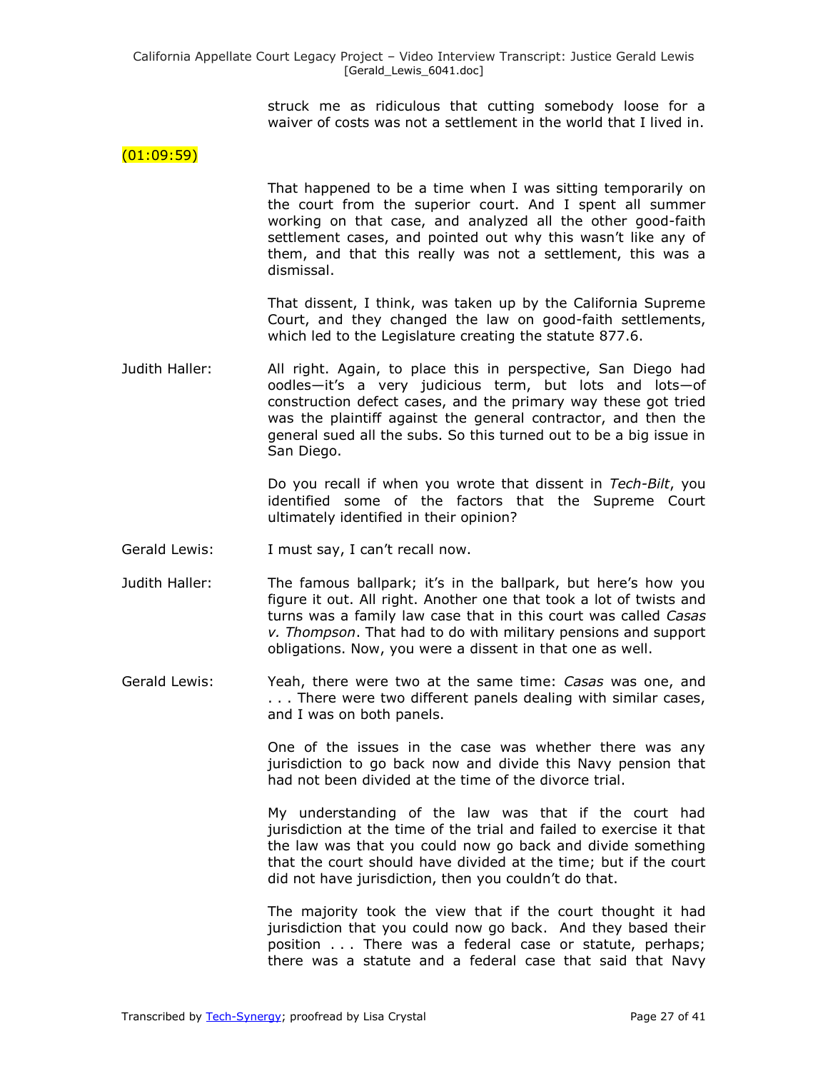struck me as ridiculous that cutting somebody loose for a waiver of costs was not a settlement in the world that I lived in.

(01:09:59)

That happened to be a time when I was sitting temporarily on the court from the superior court. And I spent all summer working on that case, and analyzed all the other good-faith settlement cases, and pointed out why this wasn't like any of them, and that this really was not a settlement, this was a dismissal.

That dissent, I think, was taken up by the California Supreme Court, and they changed the law on good-faith settlements, which led to the Legislature creating the statute 877.6.

Judith Haller: All right. Again, to place this in perspective, San Diego had oodles—it's a very judicious term, but lots and lots—of construction defect cases, and the primary way these got tried was the plaintiff against the general contractor, and then the general sued all the subs. So this turned out to be a big issue in San Diego.

Do you recall if when you wrote that dissent in *Tech-Bilt*, you identified some of the factors that the Supreme Court ultimately identified in their opinion?

Gerald Lewis: I must say, I can't recall now.

Judith Haller: The famous ballpark; it's in the ballpark, but here's how you figure it out. All right. Another one that took a lot of twists and turns was a family law case that in this court was called *Casas v. Thompson*. That had to do with military pensions and support obligations. Now, you were a dissent in that one as well.

Gerald Lewis: Yeah, there were two at the same time: *Casas* was one, and . . . There were two different panels dealing with similar cases, and I was on both panels.

One of the issues in the case was whether there was any jurisdiction to go back now and divide this Navy pension that had not been divided at the time of the divorce trial.

My understanding of the law was that if the court had jurisdiction at the time of the trial and failed to exercise it that the law was that you could now go back and divide something that the court should have divided at the time; but if the court did not have jurisdiction, then you couldn't do that.

The majority took the view that if the court thought it had jurisdiction that you could now go back. And they based their position . . . There was a federal case or statute, perhaps; there was a statute and a federal case that said that Navy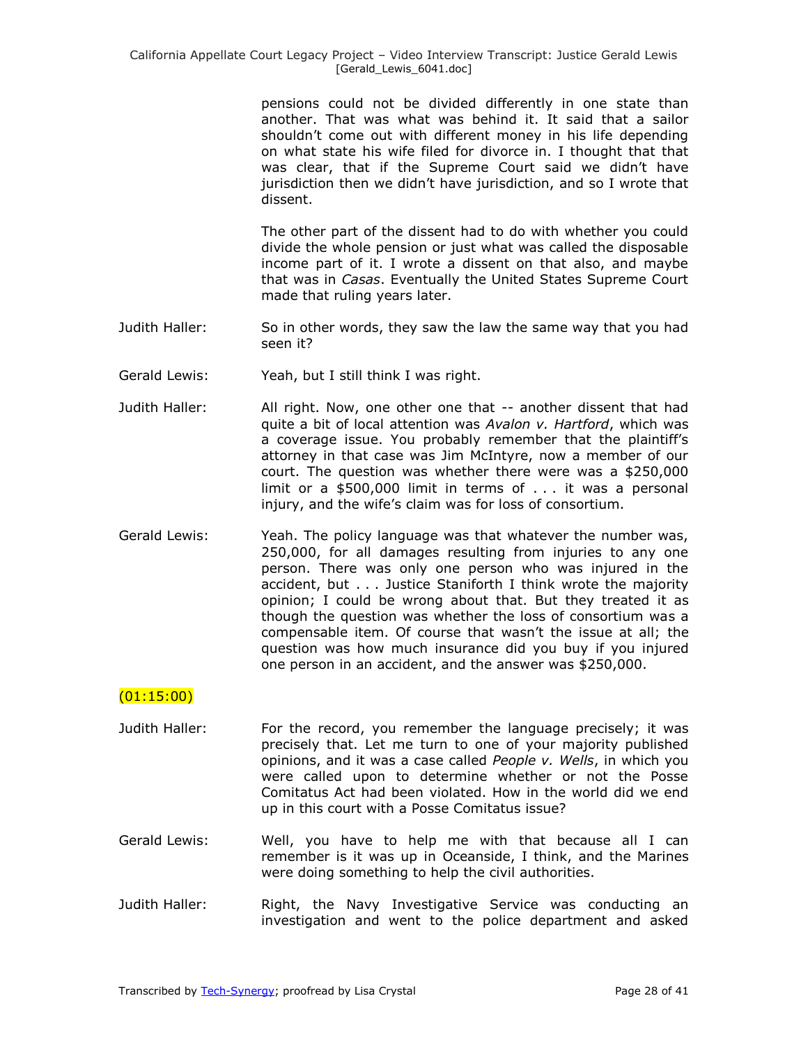pensions could not be divided differently in one state than another. That was what was behind it. It said that a sailor shouldn't come out with different money in his life depending on what state his wife filed for divorce in. I thought that that was clear, that if the Supreme Court said we didn't have jurisdiction then we didn't have jurisdiction, and so I wrote that dissent.

The other part of the dissent had to do with whether you could divide the whole pension or just what was called the disposable income part of it. I wrote a dissent on that also, and maybe that was in *Casas*. Eventually the United States Supreme Court made that ruling years later.

Judith Haller: So in other words, they saw the law the same way that you had seen it?

Gerald Lewis: Yeah, but I still think I was right.

Judith Haller: All right. Now, one other one that -- another dissent that had quite a bit of local attention was *Avalon v. Hartford*, which was a coverage issue. You probably remember that the plaintiff's attorney in that case was Jim McIntyre, now a member of our court. The question was whether there were was a $250,000 limit or a $500,000 limit in terms of . . . it was a personal injury, and the wife's claim was for loss of consortium.

Gerald Lewis: Yeah. The policy language was that whatever the number was, 250,000, for all damages resulting from injuries to any one person. There was only one person who was injured in the accident, but . . . Justice Staniforth I think wrote the majority opinion; I could be wrong about that. But they treated it as though the question was whether the loss of consortium was a compensable item. Of course that wasn't the issue at all; the question was how much insurance did you buy if you injured one person in an accident, and the answer was $250,000.

(01:15:00)

Judith Haller: For the record, you remember the language precisely; it was precisely that. Let me turn to one of your majority published opinions, and it was a case called *People v. Wells*, in which you were called upon to determine whether or not the Posse Comitatus Act had been violated. How in the world did we end up in this court with a Posse Comitatus issue?

Gerald Lewis: Well, you have to help me with that because all I can remember is it was up in Oceanside, I think, and the Marines were doing something to help the civil authorities.

Judith Haller: Right, the Navy Investigative Service was conducting an investigation and went to the police department and asked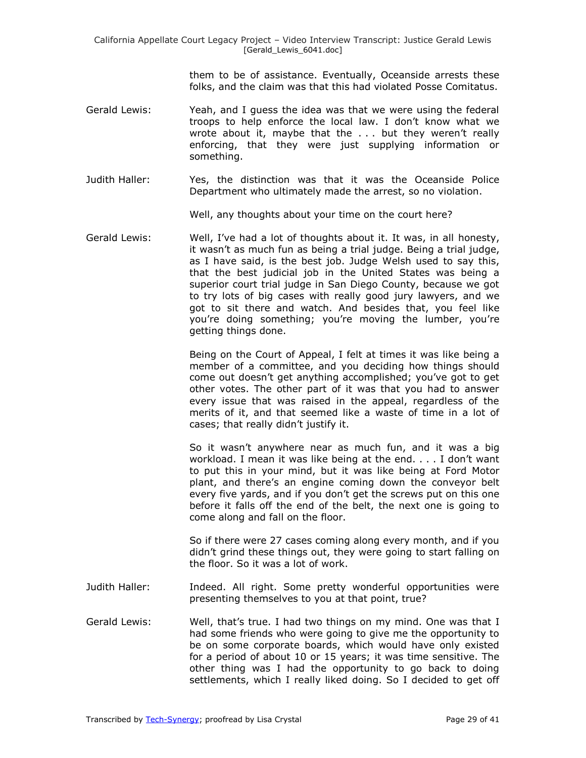them to be of assistance. Eventually, Oceanside arrests these folks, and the claim was that this had violated Posse Comitatus.

Gerald Lewis: Yeah, and I guess the idea was that we were using the federal troops to help enforce the local law. I don't know what we wrote about it, maybe that the . . . but they weren't really enforcing, that they were just supplying information or something.

Judith Haller: Yes, the distinction was that it was the Oceanside Police Department who ultimately made the arrest, so no violation.

Well, any thoughts about your time on the court here?

Gerald Lewis: Well, I've had a lot of thoughts about it. It was, in all honesty, it wasn't as much fun as being a trial judge. Being a trial judge, as I have said, is the best job. Judge Welsh used to say this, that the best judicial job in the United States was being a superior court trial judge in San Diego County, because we got to try lots of big cases with really good jury lawyers, and we got to sit there and watch. And besides that, you feel like you're doing something; you're moving the lumber, you're getting things done.

Being on the Court of Appeal, I felt at times it was like being a member of a committee, and you deciding how things should come out doesn't get anything accomplished; you've got to get other votes. The other part of it was that you had to answer every issue that was raised in the appeal, regardless of the merits of it, and that seemed like a waste of time in a lot of cases; that really didn't justify it.

So it wasn't anywhere near as much fun, and it was a big workload. I mean it was like being at the end. . . . I don't want to put this in your mind, but it was like being at Ford Motor plant, and there's an engine coming down the conveyor belt every five yards, and if you don't get the screws put on this one before it falls off the end of the belt, the next one is going to come along and fall on the floor.

So if there were 27 cases coming along every month, and if you didn't grind these things out, they were going to start falling on the floor. So it was a lot of work.

Judith Haller: Indeed. All right. Some pretty wonderful opportunities were presenting themselves to you at that point, true?

Gerald Lewis: Well, that's true. I had two things on my mind. One was that I had some friends who were going to give me the opportunity to be on some corporate boards, which would have only existed for a period of about 10 or 15 years; it was time sensitive. The other thing was I had the opportunity to go back to doing settlements, which I really liked doing. So I decided to get off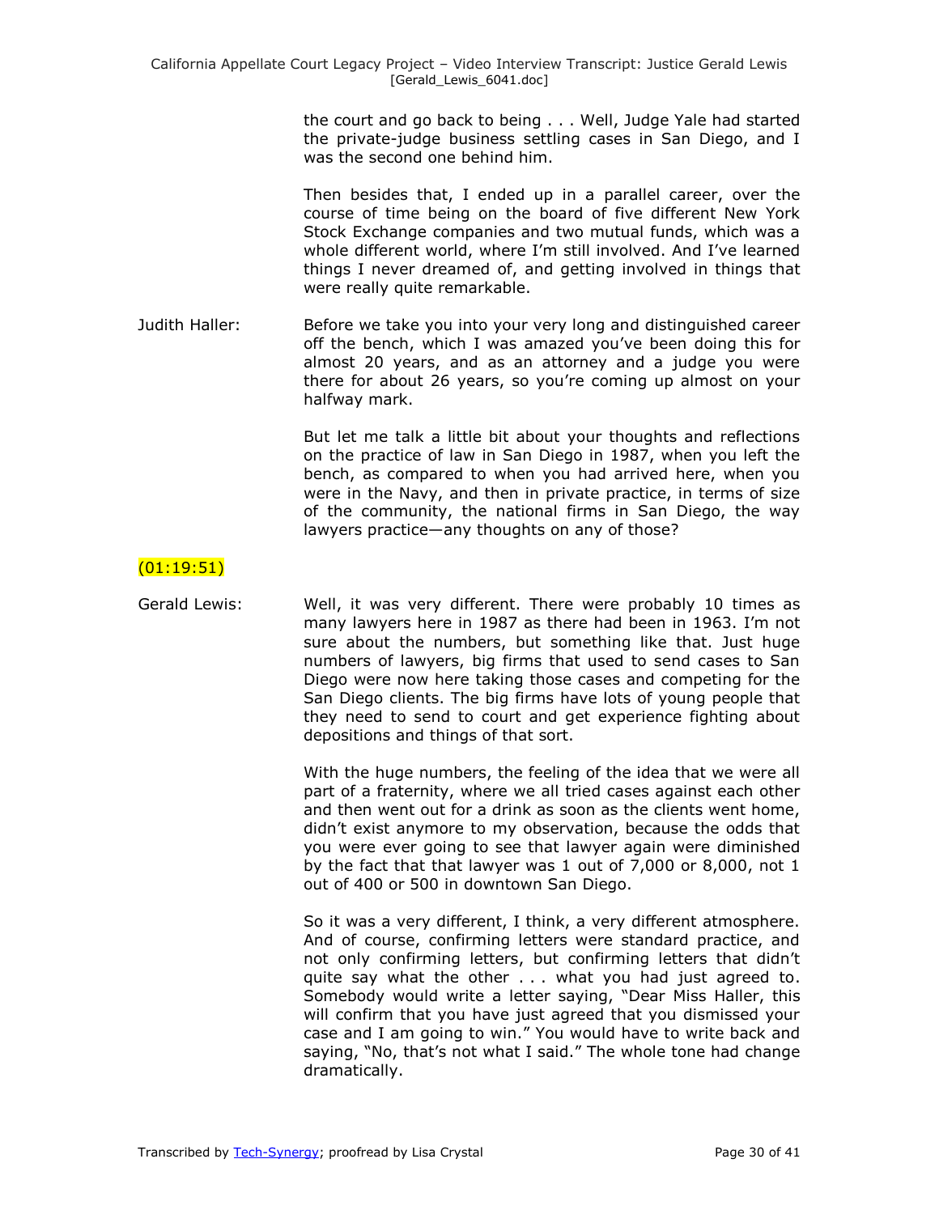the court and go back to being . . . Well, Judge Yale had started the private-judge business settling cases in San Diego, and I was the second one behind him.

Then besides that, I ended up in a parallel career, over the course of time being on the board of five different New York Stock Exchange companies and two mutual funds, which was a whole different world, where I'm still involved. And I've learned things I never dreamed of, and getting involved in things that were really quite remarkable.

Judith Haller: Before we take you into your very long and distinguished career off the bench, which I was amazed you've been doing this for almost 20 years, and as an attorney and a judge you were there for about 26 years, so you're coming up almost on your halfway mark.

But let me talk a little bit about your thoughts and reflections on the practice of law in San Diego in 1987, when you left the bench, as compared to when you had arrived here, when you were in the Navy, and then in private practice, in terms of size of the community, the national firms in San Diego, the way lawyers practice—any thoughts on any of those?

(01:19:51)

Gerald Lewis: Well, it was very different. There were probably 10 times as many lawyers here in 1987 as there had been in 1963. I'm not sure about the numbers, but something like that. Just huge numbers of lawyers, big firms that used to send cases to San Diego were now here taking those cases and competing for the San Diego clients. The big firms have lots of young people that they need to send to court and get experience fighting about depositions and things of that sort.

With the huge numbers, the feeling of the idea that we were all part of a fraternity, where we all tried cases against each other and then went out for a drink as soon as the clients went home, didn't exist anymore to my observation, because the odds that you were ever going to see that lawyer again were diminished by the fact that that lawyer was 1 out of 7,000 or 8,000, not 1 out of 400 or 500 in downtown San Diego.

So it was a very different, I think, a very different atmosphere. And of course, confirming letters were standard practice, and not only confirming letters, but confirming letters that didn't quite say what the other . . . what you had just agreed to. Somebody would write a letter saying, "Dear Miss Haller, this will confirm that you have just agreed that you dismissed your case and I am going to win." You would have to write back and saying, "No, that's not what I said." The whole tone had change dramatically.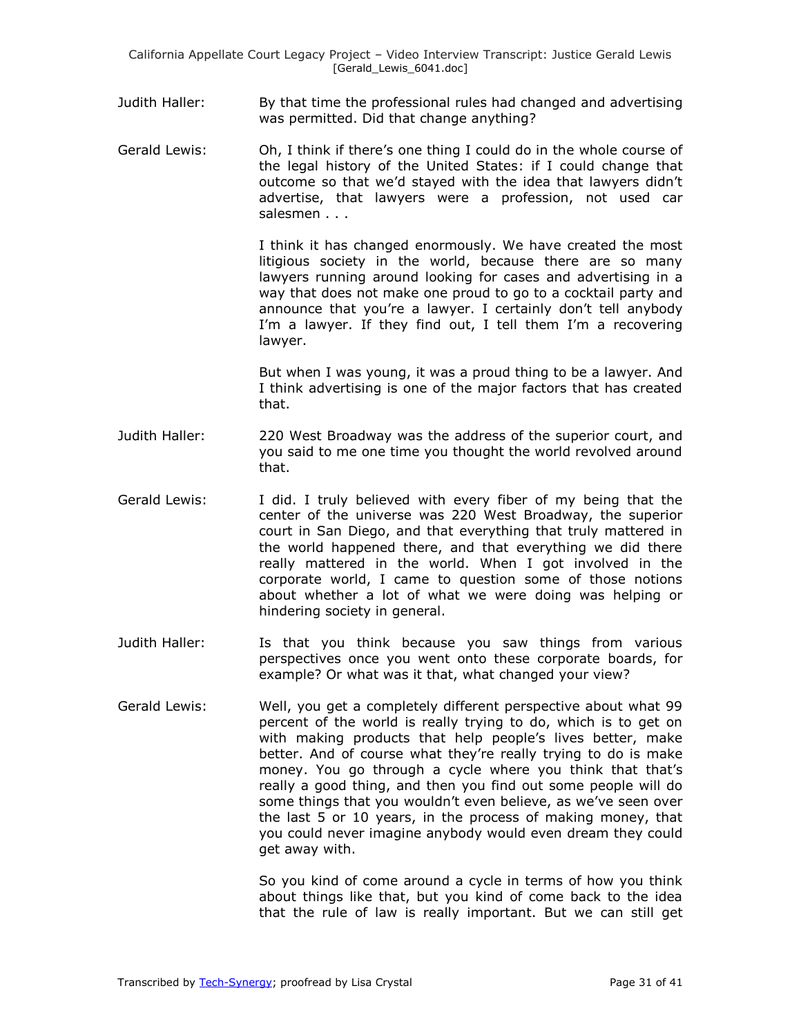Judith Haller: By that time the professional rules had changed and advertising was permitted. Did that change anything?

Gerald Lewis: Oh, I think if there's one thing I could do in the whole course of the legal history of the United States: if I could change that outcome so that we'd stayed with the idea that lawyers didn't advertise, that lawyers were a profession, not used car salesmen . . .

I think it has changed enormously. We have created the most litigious society in the world, because there are so many lawyers running around looking for cases and advertising in a way that does not make one proud to go to a cocktail party and announce that you're a lawyer. I certainly don't tell anybody I'm a lawyer. If they find out, I tell them I'm a recovering lawyer.

But when I was young, it was a proud thing to be a lawyer. And I think advertising is one of the major factors that has created that.

Judith Haller: 220 West Broadway was the address of the superior court, and you said to me one time you thought the world revolved around that.

Gerald Lewis: I did. I truly believed with every fiber of my being that the center of the universe was 220 West Broadway, the superior court in San Diego, and that everything that truly mattered in the world happened there, and that everything we did there really mattered in the world. When I got involved in the corporate world, I came to question some of those notions about whether a lot of what we were doing was helping or hindering society in general.

Judith Haller: Is that you think because you saw things from various perspectives once you went onto these corporate boards, for example? Or what was it that, what changed your view?

Gerald Lewis: Well, you get a completely different perspective about what 99 percent of the world is really trying to do, which is to get on with making products that help people's lives better, make better. And of course what they're really trying to do is make money. You go through a cycle where you think that that's really a good thing, and then you find out some people will do some things that you wouldn't even believe, as we've seen over the last 5 or 10 years, in the process of making money, that you could never imagine anybody would even dream they could get away with.

So you kind of come around a cycle in terms of how you think about things like that, but you kind of come back to the idea that the rule of law is really important. But we can still get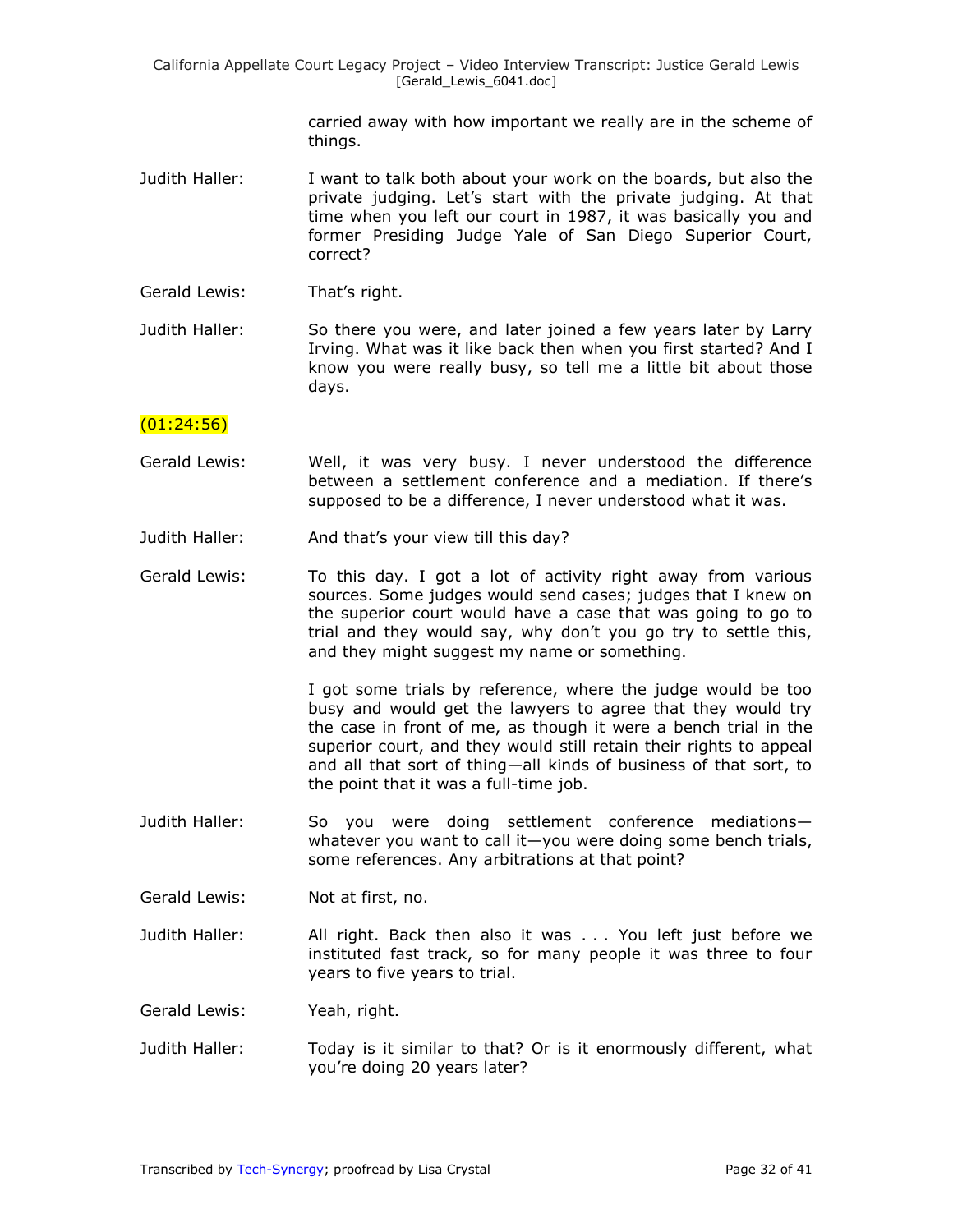carried away with how important we really are in the scheme of things.

Judith Haller: I want to talk both about your work on the boards, but also the private judging. Let's start with the private judging. At that time when you left our court in 1987, it was basically you and former Presiding Judge Yale of San Diego Superior Court, correct?

Gerald Lewis: That's right.

Judith Haller: So there you were, and later joined a few years later by Larry Irving. What was it like back then when you first started? And I know you were really busy, so tell me a little bit about those days.

(01:24:56)

Gerald Lewis: Well, it was very busy. I never understood the difference between a settlement conference and a mediation. If there's supposed to be a difference, I never understood what it was.

Judith Haller: And that's your view till this day?

Gerald Lewis: To this day. I got a lot of activity right away from various sources. Some judges would send cases; judges that I knew on the superior court would have a case that was going to go to trial and they would say, why don't you go try to settle this, and they might suggest my name or something.

I got some trials by reference, where the judge would be too busy and would get the lawyers to agree that they would try the case in front of me, as though it were a bench trial in the superior court, and they would still retain their rights to appeal and all that sort of thing—all kinds of business of that sort, to the point that it was a full-time job.

Judith Haller: So you were doing settlement conference mediations—whatever you want to call it—you were doing some bench trials, some references. Any arbitrations at that point?

Gerald Lewis: Not at first, no.

Judith Haller: All right. Back then also it was . . . You left just before we instituted fast track, so for many people it was three to four years to five years to trial.

Gerald Lewis: Yeah, right.

Judith Haller: Today is it similar to that? Or is it enormously different, what you're doing 20 years later?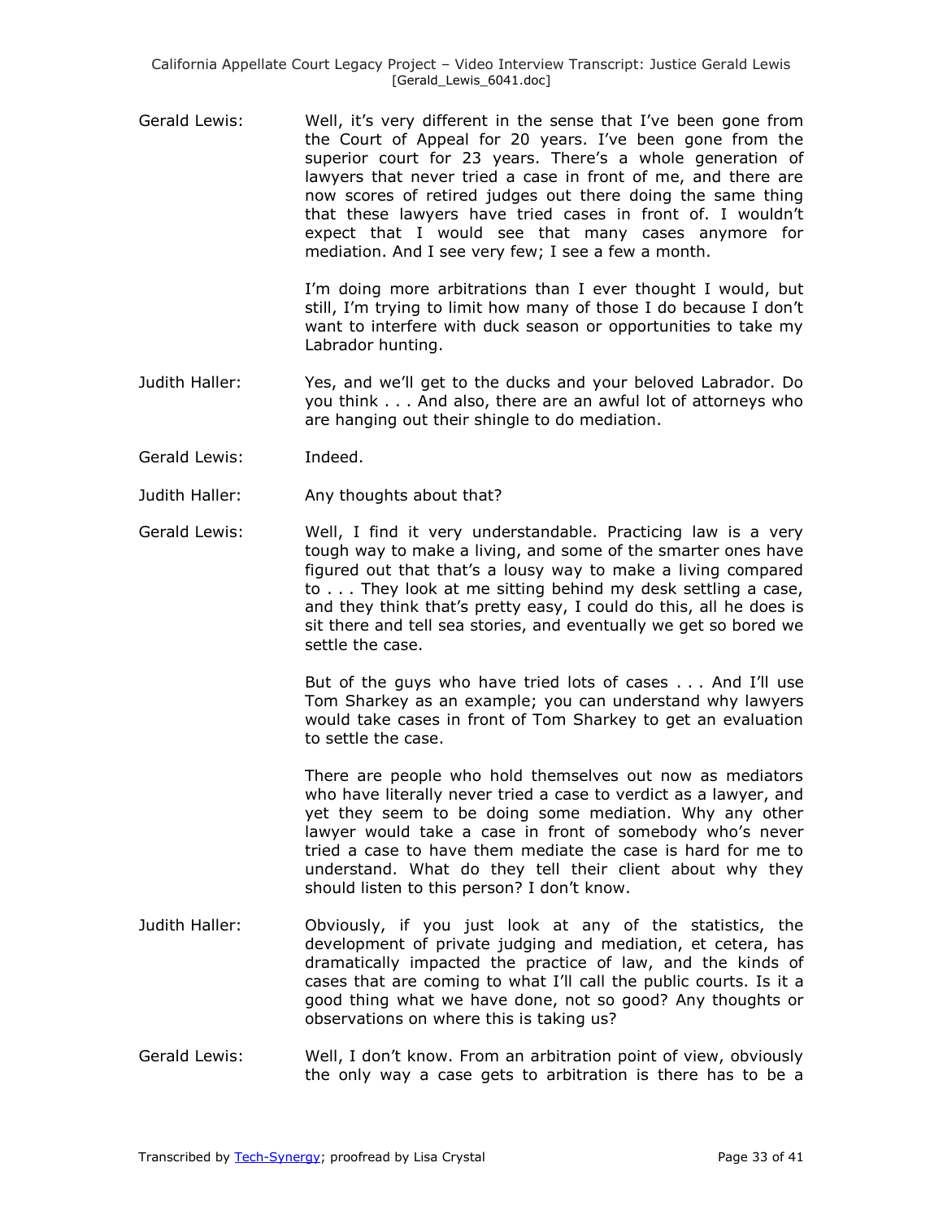Gerald Lewis: Well, it's very different in the sense that I've been gone from the Court of Appeal for 20 years. I've been gone from the superior court for 23 years. There's a whole generation of lawyers that never tried a case in front of me, and there are now scores of retired judges out there doing the same thing that these lawyers have tried cases in front of. I wouldn't expect that I would see that many cases anymore for mediation. And I see very few; I see a few a month.

I'm doing more arbitrations than I ever thought I would, but still, I'm trying to limit how many of those I do because I don't want to interfere with duck season or opportunities to take my Labrador hunting.

Judith Haller: Yes, and we'll get to the ducks and your beloved Labrador. Do you think . . . And also, there are an awful lot of attorneys who are hanging out their shingle to do mediation.

Gerald Lewis: Indeed.

Judith Haller: Any thoughts about that?

Gerald Lewis: Well, I find it very understandable. Practicing law is a very tough way to make a living, and some of the smarter ones have figured out that that's a lousy way to make a living compared to . . . They look at me sitting behind my desk settling a case, and they think that's pretty easy, I could do this, all he does is sit there and tell sea stories, and eventually we get so bored we settle the case.

But of the guys who have tried lots of cases . . . And I'll use Tom Sharkey as an example; you can understand why lawyers would take cases in front of Tom Sharkey to get an evaluation to settle the case.

There are people who hold themselves out now as mediators who have literally never tried a case to verdict as a lawyer, and yet they seem to be doing some mediation. Why any other lawyer would take a case in front of somebody who's never tried a case to have them mediate the case is hard for me to understand. What do they tell their client about why they should listen to this person? I don't know.

Judith Haller: Obviously, if you just look at any of the statistics, the development of private judging and mediation, et cetera, has dramatically impacted the practice of law, and the kinds of cases that are coming to what I'll call the public courts. Is it a good thing what we have done, not so good? Any thoughts or observations on where this is taking us?

Gerald Lewis: Well, I don't know. From an arbitration point of view, obviously the only way a case gets to arbitration is there has to be a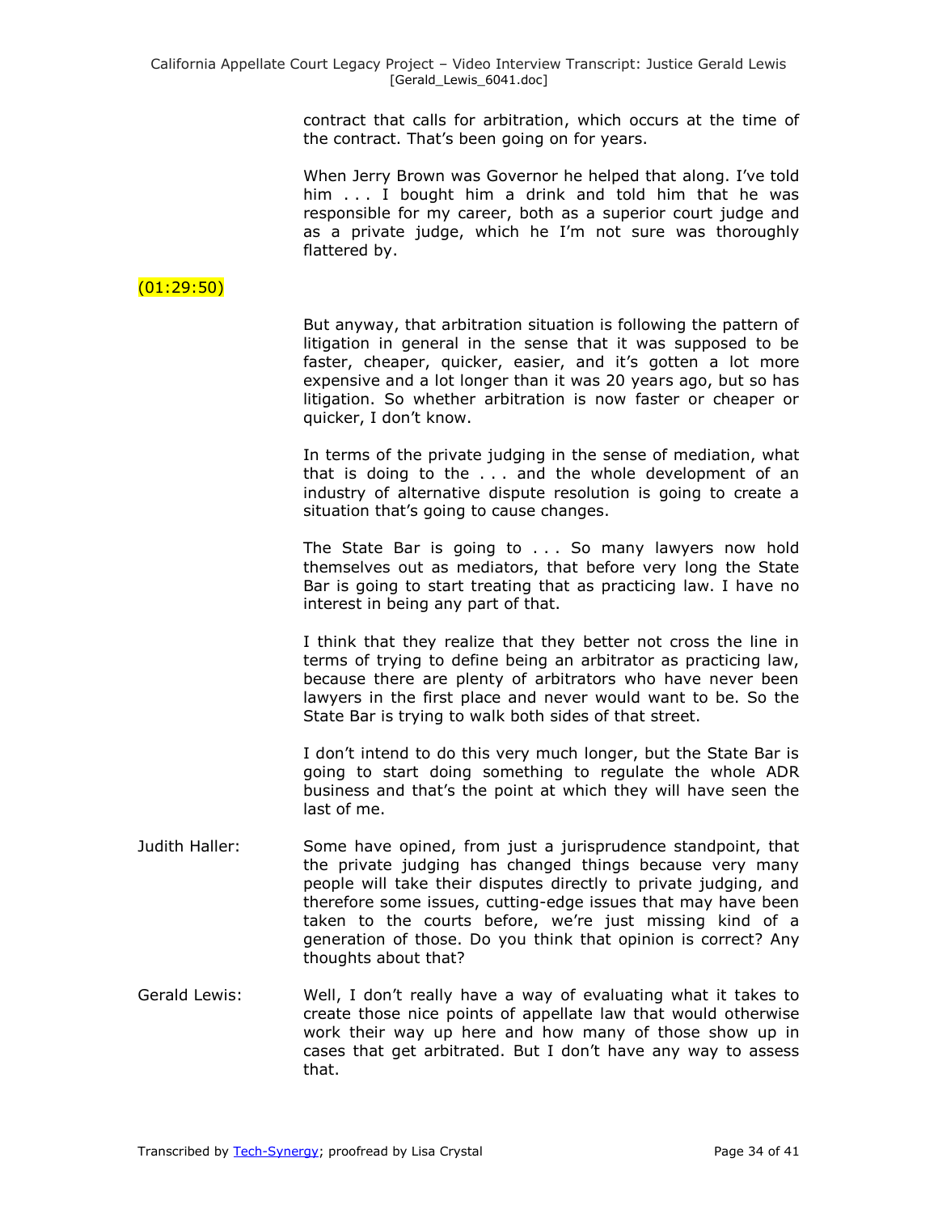contract that calls for arbitration, which occurs at the time of the contract. That's been going on for years.

When Jerry Brown was Governor he helped that along. I've told him . . . I bought him a drink and told him that he was responsible for my career, both as a superior court judge and as a private judge, which he I'm not sure was thoroughly flattered by.

(01:29:50)

But anyway, that arbitration situation is following the pattern of litigation in general in the sense that it was supposed to be faster, cheaper, quicker, easier, and it's gotten a lot more expensive and a lot longer than it was 20 years ago, but so has litigation. So whether arbitration is now faster or cheaper or quicker, I don't know.

In terms of the private judging in the sense of mediation, what that is doing to the . . . and the whole development of an industry of alternative dispute resolution is going to create a situation that's going to cause changes.

The State Bar is going to . . . So many lawyers now hold themselves out as mediators, that before very long the State Bar is going to start treating that as practicing law. I have no interest in being any part of that.

I think that they realize that they better not cross the line in terms of trying to define being an arbitrator as practicing law, because there are plenty of arbitrators who have never been lawyers in the first place and never would want to be. So the State Bar is trying to walk both sides of that street.

I don't intend to do this very much longer, but the State Bar is going to start doing something to regulate the whole ADR business and that's the point at which they will have seen the last of me.

Judith Haller: Some have opined, from just a jurisprudence standpoint, that the private judging has changed things because very many people will take their disputes directly to private judging, and therefore some issues, cutting-edge issues that may have been taken to the courts before, we're just missing kind of a generation of those. Do you think that opinion is correct? Any thoughts about that?

Gerald Lewis: Well, I don't really have a way of evaluating what it takes to create those nice points of appellate law that would otherwise work their way up here and how many of those show up in cases that get arbitrated. But I don't have any way to assess that.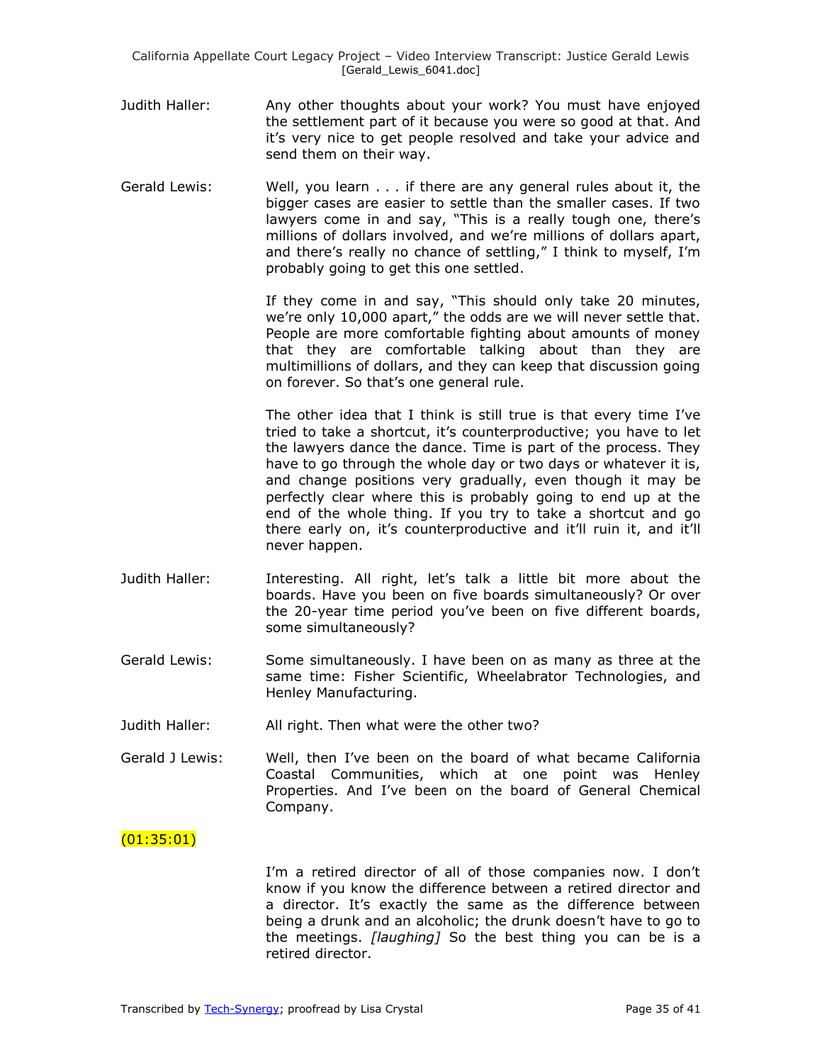Judith Haller: Any other thoughts about your work? You must have enjoyed the settlement part of it because you were so good at that. And it's very nice to get people resolved and take your advice and send them on their way.

Gerald Lewis: Well, you learn . . . if there are any general rules about it, the bigger cases are easier to settle than the smaller cases. If two lawyers come in and say, "This is a really tough one, there's millions of dollars involved, and we're millions of dollars apart, and there's really no chance of settling," I think to myself, I'm probably going to get this one settled.

If they come in and say, "This should only take 20 minutes, we're only 10,000 apart," the odds are we will never settle that. People are more comfortable fighting about amounts of money that they are comfortable talking about than they are multimillions of dollars, and they can keep that discussion going on forever. So that's one general rule.

The other idea that I think is still true is that every time I've tried to take a shortcut, it's counterproductive; you have to let the lawyers dance the dance. Time is part of the process. They have to go through the whole day or two days or whatever it is, and change positions very gradually, even though it may be perfectly clear where this is probably going to end up at the end of the whole thing. If you try to take a shortcut and go there early on, it's counterproductive and it'll ruin it, and it'll never happen.

Judith Haller: Interesting. All right, let's talk a little bit more about the boards. Have you been on five boards simultaneously? Or over the 20-year time period you've been on five different boards, some simultaneously?

Gerald Lewis: Some simultaneously. I have been on as many as three at the same time: Fisher Scientific, Wheelabrator Technologies, and Henley Manufacturing.

Judith Haller: All right. Then what were the other two?

Gerald J Lewis: Well, then I've been on the board of what became California Coastal Communities, which at one point was Henley Properties. And I've been on the board of General Chemical Company.

(01:35:01)

I'm a retired director of all of those companies now. I don't know if you know the difference between a retired director and a director. It's exactly the same as the difference between being a drunk and an alcoholic; the drunk doesn't have to go to the meetings. *[laughing]* So the best thing you can be is a retired director.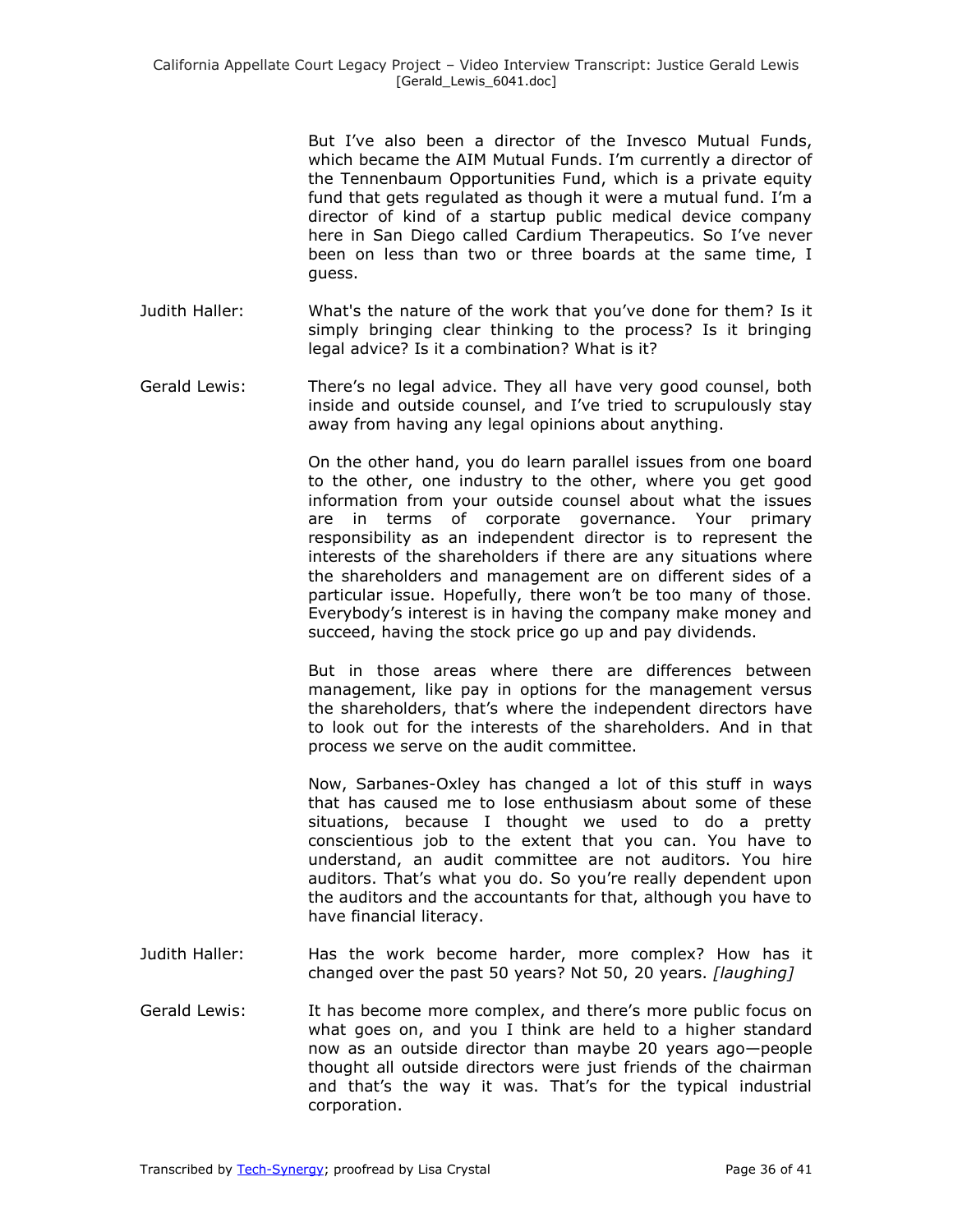But I've also been a director of the Invesco Mutual Funds, which became the AIM Mutual Funds. I'm currently a director of the Tennenbaum Opportunities Fund, which is a private equity fund that gets regulated as though it were a mutual fund. I'm a director of kind of a startup public medical device company here in San Diego called Cardium Therapeutics. So I've never been on less than two or three boards at the same time, I guess.

Judith Haller: What's the nature of the work that you've done for them? Is it simply bringing clear thinking to the process? Is it bringing legal advice? Is it a combination? What is it?

Gerald Lewis: There's no legal advice. They all have very good counsel, both inside and outside counsel, and I've tried to scrupulously stay away from having any legal opinions about anything.

On the other hand, you do learn parallel issues from one board to the other, one industry to the other, where you get good information from your outside counsel about what the issues are in terms of corporate governance. Your primary responsibility as an independent director is to represent the interests of the shareholders if there are any situations where the shareholders and management are on different sides of a particular issue. Hopefully, there won't be too many of those. Everybody's interest is in having the company make money and succeed, having the stock price go up and pay dividends.

But in those areas where there are differences between management, like pay in options for the management versus the shareholders, that's where the independent directors have to look out for the interests of the shareholders. And in that process we serve on the audit committee.

Now, Sarbanes-Oxley has changed a lot of this stuff in ways that has caused me to lose enthusiasm about some of these situations, because I thought we used to do a pretty conscientious job to the extent that you can. You have to understand, an audit committee are not auditors. You hire auditors. That's what you do. So you're really dependent upon the auditors and the accountants for that, although you have to have financial literacy.

Judith Haller: Has the work become harder, more complex? How has it changed over the past 50 years? Not 50, 20 years. *[laughing]*

Gerald Lewis: It has become more complex, and there's more public focus on what goes on, and you I think are held to a higher standard now as an outside director than maybe 20 years ago—people thought all outside directors were just friends of the chairman and that's the way it was. That's for the typical industrial corporation.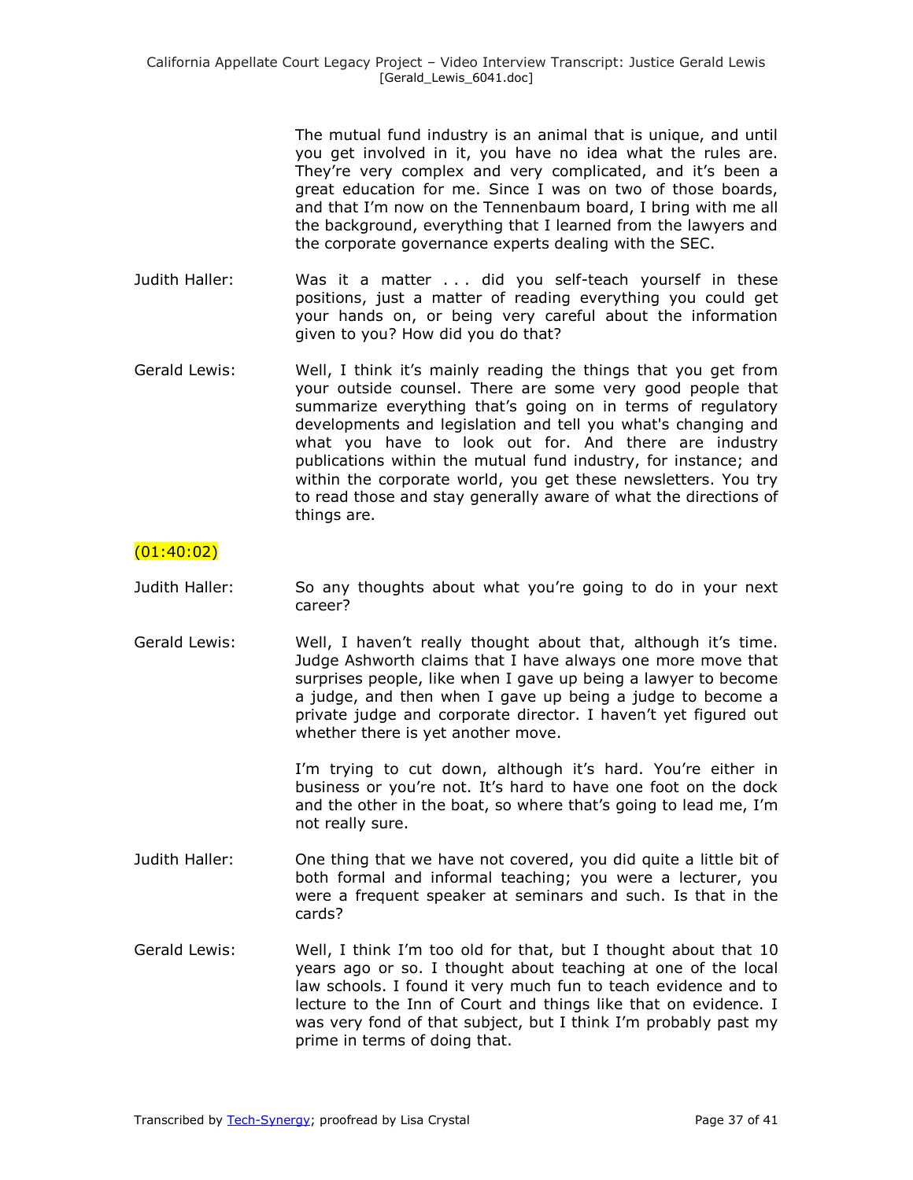The mutual fund industry is an animal that is unique, and until you get involved in it, you have no idea what the rules are. They're very complex and very complicated, and it's been a great education for me. Since I was on two of those boards, and that I'm now on the Tennenbaum board, I bring with me all the background, everything that I learned from the lawyers and the corporate governance experts dealing with the SEC.

Judith Haller: Was it a matter . . . did you self-teach yourself in these positions, just a matter of reading everything you could get your hands on, or being very careful about the information given to you? How did you do that?

Gerald Lewis: Well, I think it's mainly reading the things that you get from your outside counsel. There are some very good people that summarize everything that's going on in terms of regulatory developments and legislation and tell you what's changing and what you have to look out for. And there are industry publications within the mutual fund industry, for instance; and within the corporate world, you get these newsletters. You try to read those and stay generally aware of what the directions of things are.

(01:40:02)

Judith Haller: So any thoughts about what you're going to do in your next career?

Gerald Lewis: Well, I haven't really thought about that, although it's time. Judge Ashworth claims that I have always one more move that surprises people, like when I gave up being a lawyer to become a judge, and then when I gave up being a judge to become a private judge and corporate director. I haven't yet figured out whether there is yet another move.

I'm trying to cut down, although it's hard. You're either in business or you're not. It's hard to have one foot on the dock and the other in the boat, so where that's going to lead me, I'm not really sure.

Judith Haller: One thing that we have not covered, you did quite a little bit of both formal and informal teaching; you were a lecturer, you were a frequent speaker at seminars and such. Is that in the cards?

Gerald Lewis: Well, I think I'm too old for that, but I thought about that 10 years ago or so. I thought about teaching at one of the local law schools. I found it very much fun to teach evidence and to lecture to the Inn of Court and things like that on evidence. I was very fond of that subject, but I think I'm probably past my prime in terms of doing that.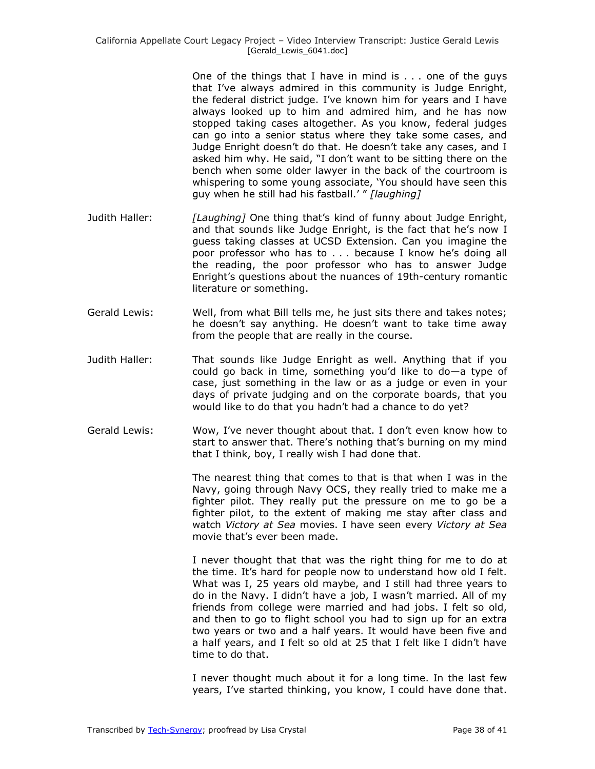One of the things that I have in mind is . . . one of the guys that I've always admired in this community is Judge Enright, the federal district judge. I've known him for years and I have always looked up to him and admired him, and he has now stopped taking cases altogether. As you know, federal judges can go into a senior status where they take some cases, and Judge Enright doesn't do that. He doesn't take any cases, and I asked him why. He said, "I don't want to be sitting there on the bench when some older lawyer in the back of the courtroom is whispering to some young associate, 'You should have seen this guy when he still had his fastball.' " *[laughing]*

Judith Haller: *[Laughing]* One thing that's kind of funny about Judge Enright, and that sounds like Judge Enright, is the fact that he's now I guess taking classes at UCSD Extension. Can you imagine the poor professor who has to . . . because I know he's doing all the reading, the poor professor who has to answer Judge Enright's questions about the nuances of 19th-century romantic literature or something.

Gerald Lewis: Well, from what Bill tells me, he just sits there and takes notes; he doesn't say anything. He doesn't want to take time away from the people that are really in the course.

Judith Haller: That sounds like Judge Enright as well. Anything that if you could go back in time, something you'd like to do—a type of case, just something in the law or as a judge or even in your days of private judging and on the corporate boards, that you would like to do that you hadn't had a chance to do yet?

Gerald Lewis: Wow, I've never thought about that. I don't even know how to start to answer that. There's nothing that's burning on my mind that I think, boy, I really wish I had done that.

The nearest thing that comes to that is that when I was in the Navy, going through Navy OCS, they really tried to make me a fighter pilot. They really put the pressure on me to go be a fighter pilot, to the extent of making me stay after class and watch *Victory at Sea* movies. I have seen every *Victory at Sea* movie that's ever been made.

I never thought that that was the right thing for me to do at the time. It's hard for people now to understand how old I felt. What was I, 25 years old maybe, and I still had three years to do in the Navy. I didn't have a job, I wasn't married. All of my friends from college were married and had jobs. I felt so old, and then to go to flight school you had to sign up for an extra two years or two and a half years. It would have been five and a half years, and I felt so old at 25 that I felt like I didn't have time to do that.

I never thought much about it for a long time. In the last few years, I've started thinking, you know, I could have done that.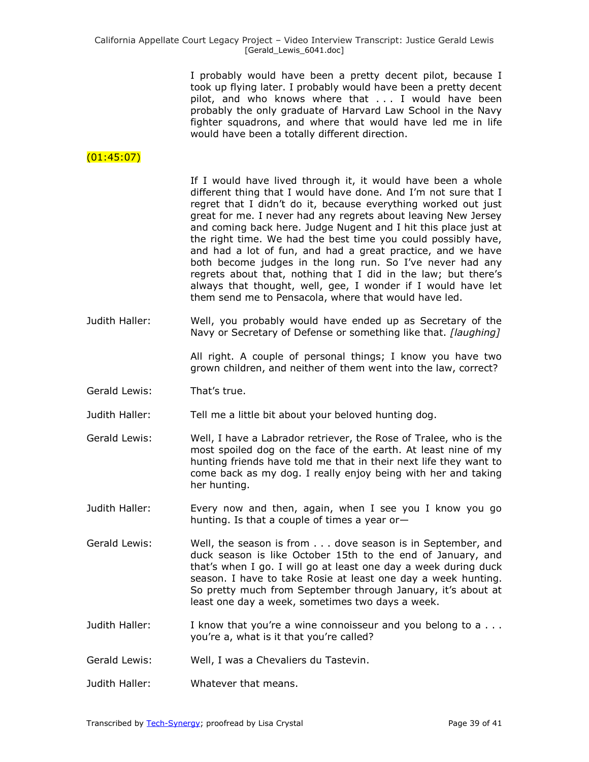I probably would have been a pretty decent pilot, because I took up flying later. I probably would have been a pretty decent pilot, and who knows where that . . . I would have been probably the only graduate of Harvard Law School in the Navy fighter squadrons, and where that would have led me in life would have been a totally different direction.

(01:45:07)

If I would have lived through it, it would have been a whole different thing that I would have done. And I'm not sure that I regret that I didn't do it, because everything worked out just great for me. I never had any regrets about leaving New Jersey and coming back here. Judge Nugent and I hit this place just at the right time. We had the best time you could possibly have, and had a lot of fun, and had a great practice, and we have both become judges in the long run. So I've never had any regrets about that, nothing that I did in the law; but there's always that thought, well, gee, I wonder if I would have let them send me to Pensacola, where that would have led.

Judith Haller: Well, you probably would have ended up as Secretary of the Navy or Secretary of Defense or something like that. *[laughing]*

All right. A couple of personal things; I know you have two grown children, and neither of them went into the law, correct?

Gerald Lewis: That's true.

Judith Haller: Tell me a little bit about your beloved hunting dog.

Gerald Lewis: Well, I have a Labrador retriever, the Rose of Tralee, who is the most spoiled dog on the face of the earth. At least nine of my hunting friends have told me that in their next life they want to come back as my dog. I really enjoy being with her and taking her hunting.

Judith Haller: Every now and then, again, when I see you I know you go hunting. Is that a couple of times a year or—

Gerald Lewis: Well, the season is from . . . dove season is in September, and duck season is like October 15th to the end of January, and that's when I go. I will go at least one day a week during duck season. I have to take Rosie at least one day a week hunting. So pretty much from September through January, it's about at least one day a week, sometimes two days a week.

Judith Haller: I know that you're a wine connoisseur and you belong to a . . . you're a, what is it that you're called?

Gerald Lewis: Well, I was a Chevaliers du Tastevin.

Judith Haller: Whatever that means.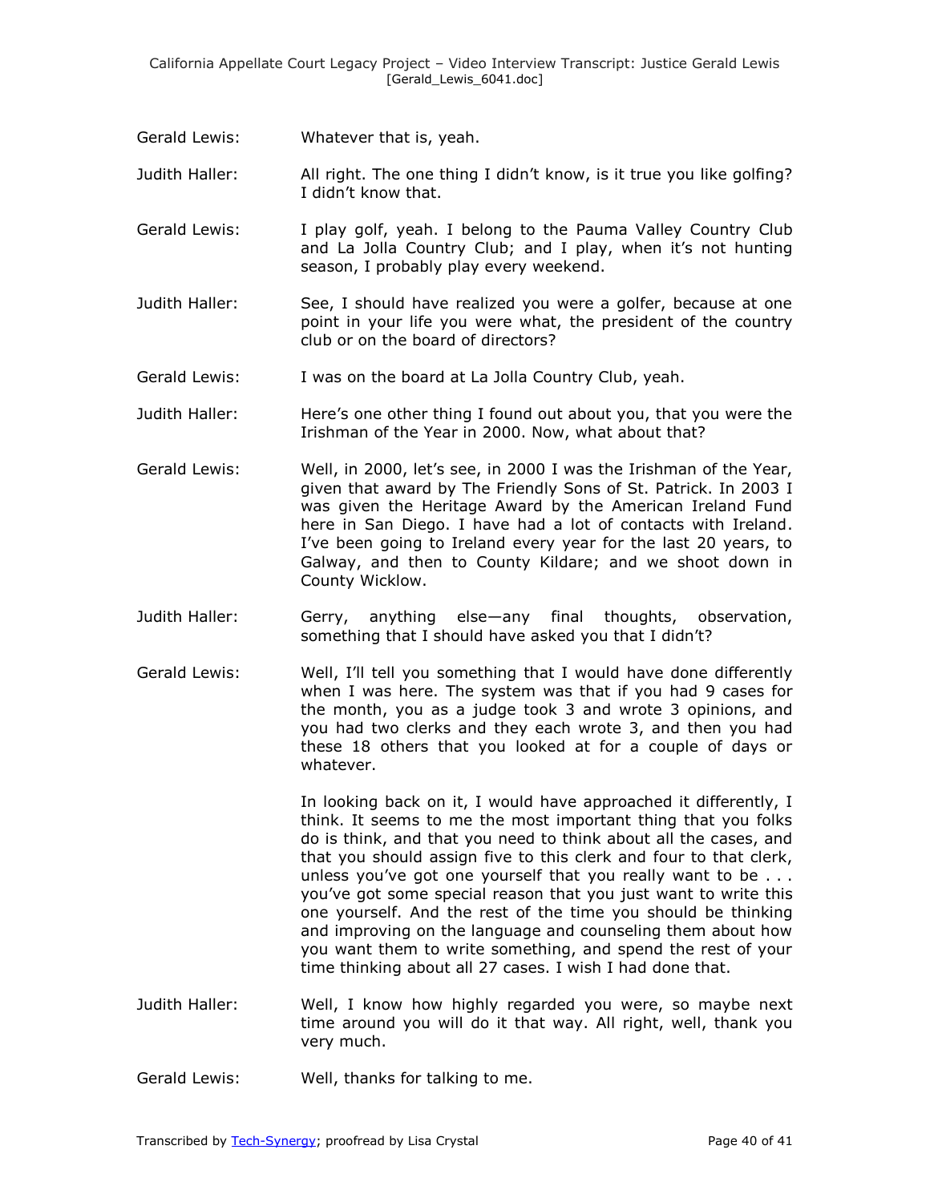Gerald Lewis: Whatever that is, yeah.

Judith Haller: All right. The one thing I didn't know, is it true you like golfing? I didn't know that.

Gerald Lewis: I play golf, yeah. I belong to the Pauma Valley Country Club and La Jolla Country Club; and I play, when it's not hunting season, I probably play every weekend.

Judith Haller: See, I should have realized you were a golfer, because at one point in your life you were what, the president of the country club or on the board of directors?

Gerald Lewis: I was on the board at La Jolla Country Club, yeah.

Judith Haller: Here's one other thing I found out about you, that you were the Irishman of the Year in 2000. Now, what about that?

Gerald Lewis: Well, in 2000, let's see, in 2000 I was the Irishman of the Year, given that award by The Friendly Sons of St. Patrick. In 2003 I was given the Heritage Award by the American Ireland Fund here in San Diego. I have had a lot of contacts with Ireland. I've been going to Ireland every year for the last 20 years, to Galway, and then to County Kildare; and we shoot down in County Wicklow.

Judith Haller: Gerry, anything else—any final thoughts, observation, something that I should have asked you that I didn't?

Gerald Lewis: Well, I'll tell you something that I would have done differently when I was here. The system was that if you had 9 cases for the month, you as a judge took 3 and wrote 3 opinions, and you had two clerks and they each wrote 3, and then you had these 18 others that you looked at for a couple of days or whatever.

In looking back on it, I would have approached it differently, I think. It seems to me the most important thing that you folks do is think, and that you need to think about all the cases, and that you should assign five to this clerk and four to that clerk, unless you've got one yourself that you really want to be . . . you've got some special reason that you just want to write this one yourself. And the rest of the time you should be thinking and improving on the language and counseling them about how you want them to write something, and spend the rest of your time thinking about all 27 cases. I wish I had done that.

Judith Haller: Well, I know how highly regarded you were, so maybe next time around you will do it that way. All right, well, thank you very much.

Gerald Lewis: Well, thanks for talking to me.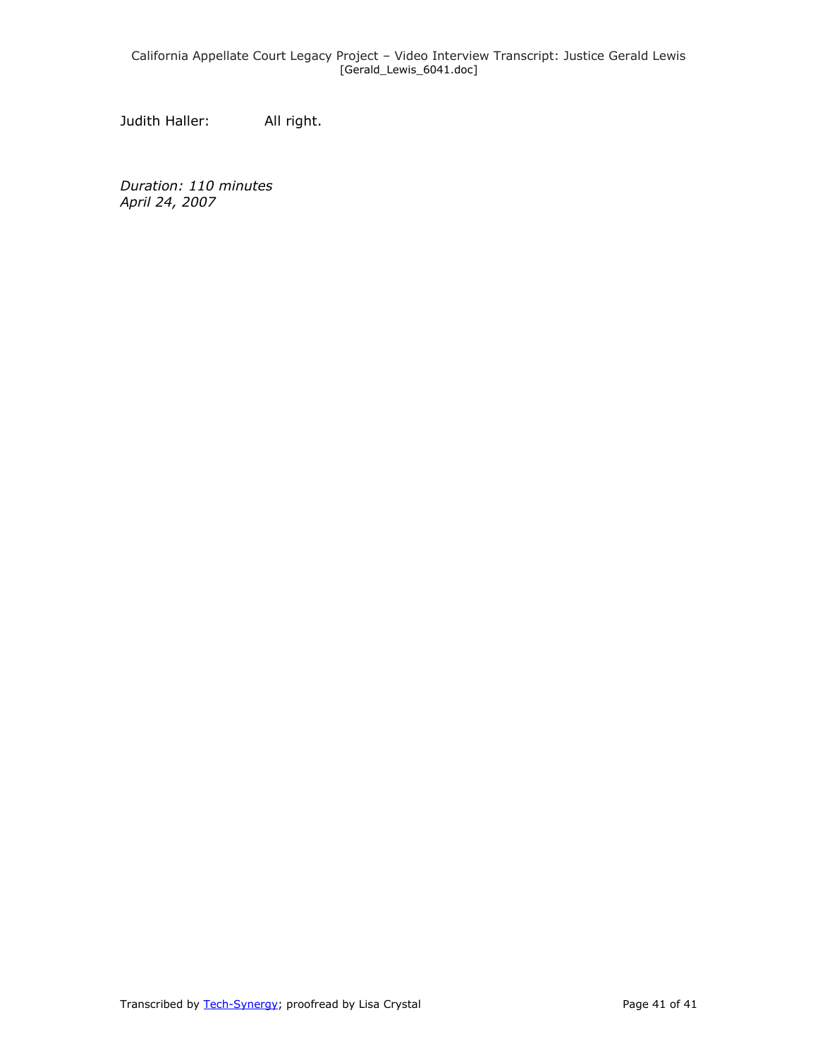Judith Haller: All right.

*Duration: 110 minutes*
*April 24, 2007*